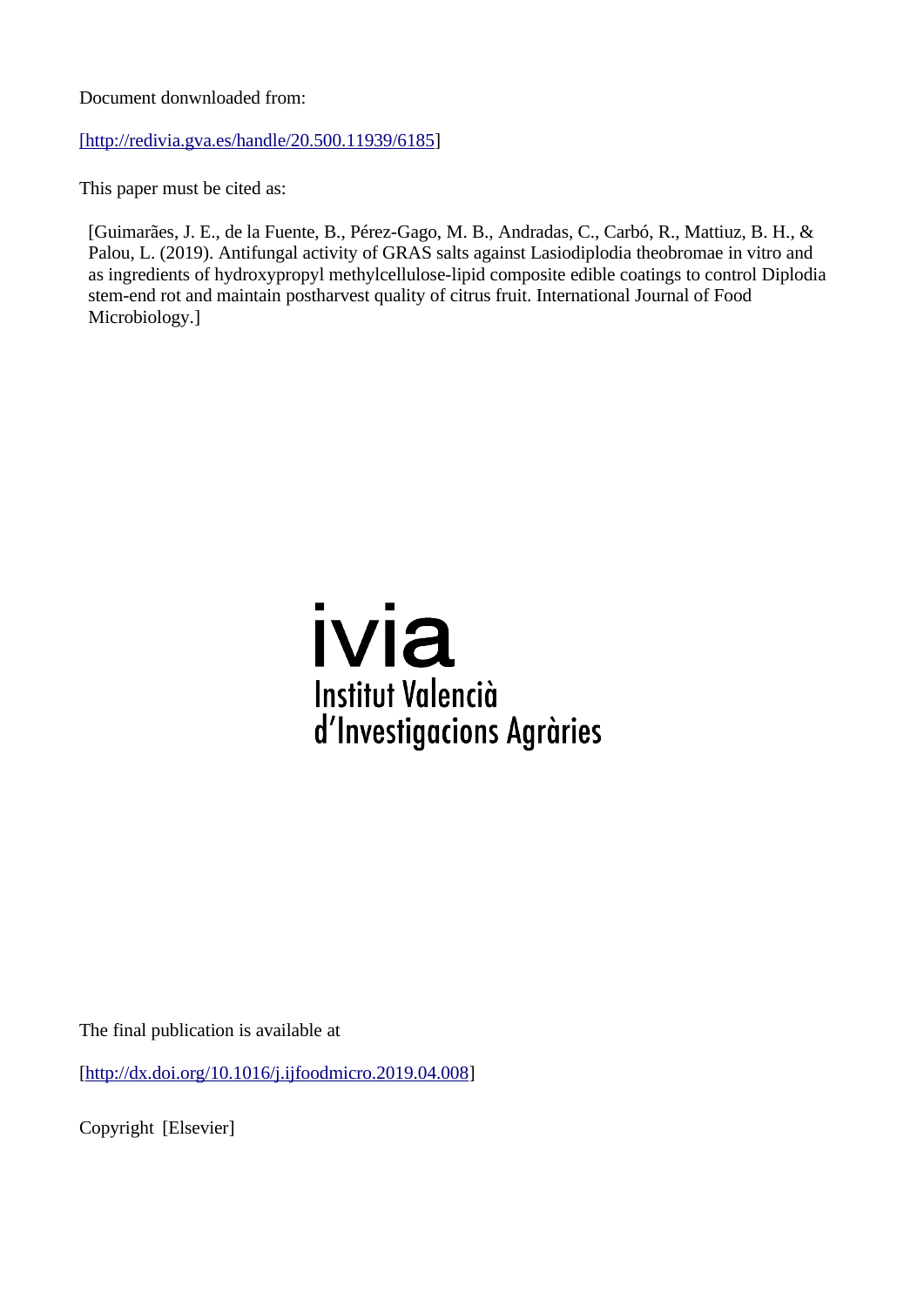Document donwnloaded from:

[http://redivia.gva.es/handle/20.500.11939/6185]

This paper must be cited as:

[Guimarães, J. E., de la Fuente, B., Pérez-Gago, M. B., Andradas, C., Carbó, R., Mattiuz, B. H., & Palou, L. (2019). Antifungal activity of GRAS salts against Lasiodiplodia theobromae in vitro and as ingredients of hydroxypropyl methylcellulose-lipid composite edible coatings to control Diplodia stem-end rot and maintain postharvest quality of citrus fruit. International Journal of Food Microbiology.]

ivia
Institut Valencià
d'Investigacions Agràries

The final publication is available at

[http://dx.doi.org/10.1016/j.ijfoodmicro.2019.04.008]

Copyright [Elsevier]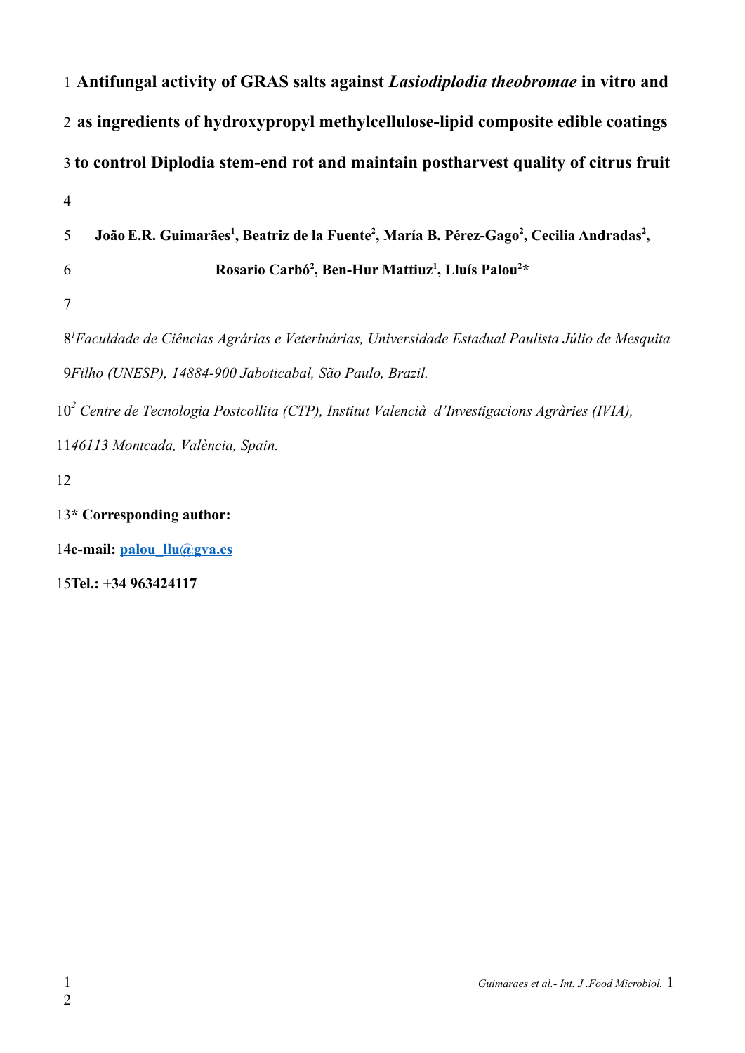# Antifungal activity of GRAS salts against *Lasiodiplodia theobromae* in vitro and as ingredients of hydroxypropyl methylcellulose-lipid composite edible coatings to control Diplodia stem-end rot and maintain postharvest quality of citrus fruit

**João E.R. Guimarães[1], Beatriz de la Fuente[2], María B. Pérez-Gago[2], Cecilia Andradas[2], Rosario Carbó[2], Ben-Hur Mattiuz[1], Lluís Palou[2]***

[1]*Faculdade de Ciências Agrárias e Veterinárias, Universidade Estadual Paulista Júlio de Mesquita Filho (UNESP), 14884-900 Jaboticabal, São Paulo, Brazil.*

[2] *Centre de Tecnologia Postcollita (CTP), Institut Valencià d'Investigacions Agràries (IVIA), 46113 Montcada, València, Spain.*

**\* Corresponding author:**

**e-mail: palou_llu@gva.es**

**Tel.: +34 963424117**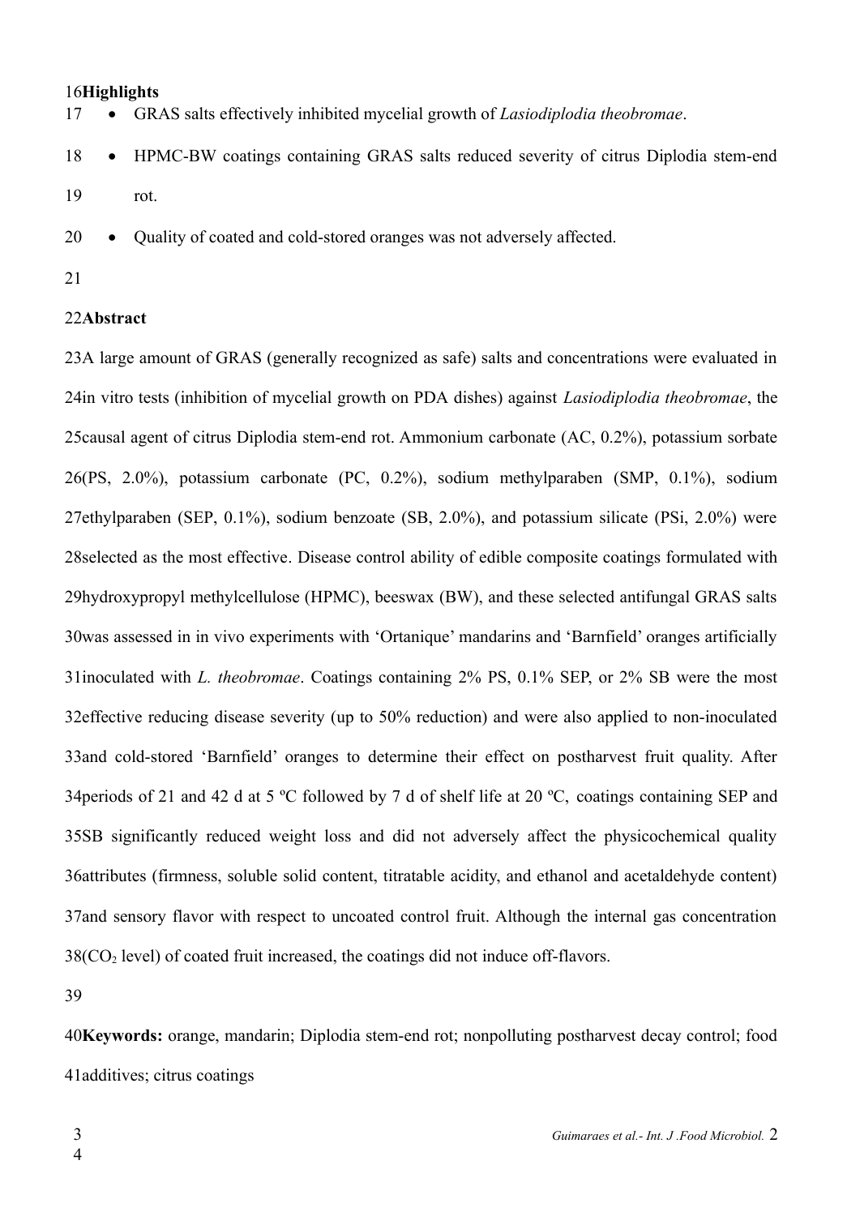**Highlights**

- GRAS salts effectively inhibited mycelial growth of *Lasiodiplodia theobromae*.
- HPMC-BW coatings containing GRAS salts reduced severity of citrus Diplodia stem-end rot.
- Quality of coated and cold-stored oranges was not adversely affected.

**Abstract**

A large amount of GRAS (generally recognized as safe) salts and concentrations were evaluated in in vitro tests (inhibition of mycelial growth on PDA dishes) against *Lasiodiplodia theobromae*, the causal agent of citrus Diplodia stem-end rot. Ammonium carbonate (AC, 0.2%), potassium sorbate (PS, 2.0%), potassium carbonate (PC, 0.2%), sodium methylparaben (SMP, 0.1%), sodium ethylparaben (SEP, 0.1%), sodium benzoate (SB, 2.0%), and potassium silicate (PSi, 2.0%) were selected as the most effective. Disease control ability of edible composite coatings formulated with hydroxypropyl methylcellulose (HPMC), beeswax (BW), and these selected antifungal GRAS salts was assessed in in vivo experiments with 'Ortanique' mandarins and 'Barnfield' oranges artificially inoculated with *L. theobromae*. Coatings containing 2% PS, 0.1% SEP, or 2% SB were the most effective reducing disease severity (up to 50% reduction) and were also applied to non-inoculated and cold-stored 'Barnfield' oranges to determine their effect on postharvest fruit quality. After periods of 21 and 42 d at 5 ºC followed by 7 d of shelf life at 20 ºC, coatings containing SEP and SB significantly reduced weight loss and did not adversely affect the physicochemical quality attributes (firmness, soluble solid content, titratable acidity, and ethanol and acetaldehyde content) and sensory flavor with respect to uncoated control fruit. Although the internal gas concentration ($CO_2$ level) of coated fruit increased, the coatings did not induce off-flavors.

**Keywords:** orange, mandarin; Diplodia stem-end rot; nonpolluting postharvest decay control; food additives; citrus coatings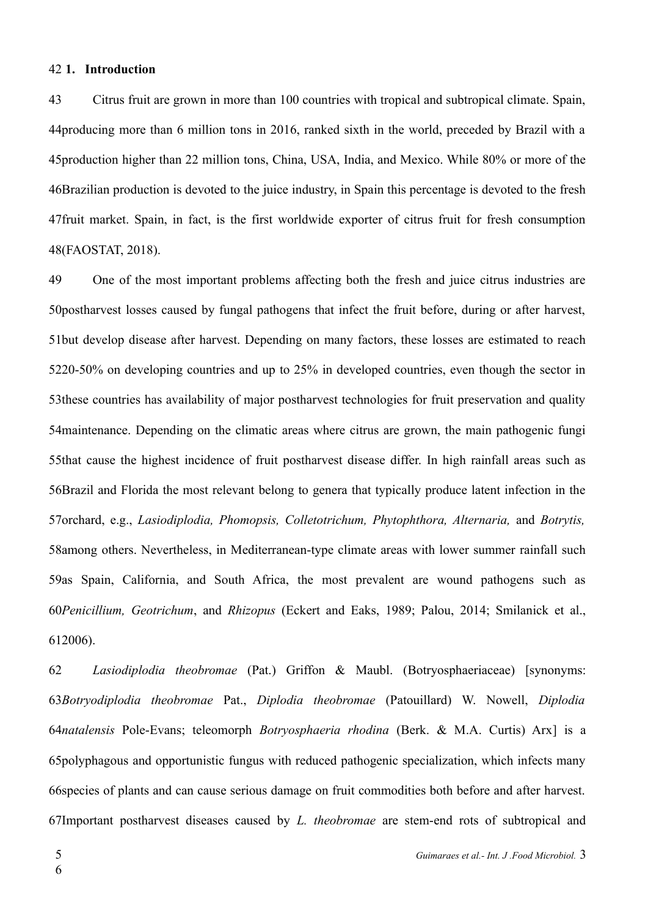## 1. Introduction

Citrus fruit are grown in more than 100 countries with tropical and subtropical climate. Spain, producing more than 6 million tons in 2016, ranked sixth in the world, preceded by Brazil with a production higher than 22 million tons, China, USA, India, and Mexico. While 80% or more of the Brazilian production is devoted to the juice industry, in Spain this percentage is devoted to the fresh fruit market. Spain, in fact, is the first worldwide exporter of citrus fruit for fresh consumption (FAOSTAT, 2018).

One of the most important problems affecting both the fresh and juice citrus industries are postharvest losses caused by fungal pathogens that infect the fruit before, during or after harvest, but develop disease after harvest. Depending on many factors, these losses are estimated to reach 20-50% on developing countries and up to 25% in developed countries, even though the sector in these countries has availability of major postharvest technologies for fruit preservation and quality maintenance. Depending on the climatic areas where citrus are grown, the main pathogenic fungi that cause the highest incidence of fruit postharvest disease differ. In high rainfall areas such as Brazil and Florida the most relevant belong to genera that typically produce latent infection in the orchard, e.g., *Lasiodiplodia, Phomopsis, Colletotrichum, Phytophthora, Alternaria,* and *Botrytis,* among others. Nevertheless, in Mediterranean-type climate areas with lower summer rainfall such as Spain, California, and South Africa, the most prevalent are wound pathogens such as *Penicillium, Geotrichum*, and *Rhizopus* (Eckert and Eaks, 1989; Palou, 2014; Smilanick et al., 2006).

*Lasiodiplodia theobromae* (Pat.) Griffon & Maubl. (Botryosphaeriaceae) [synonyms: *Botryodiplodia theobromae* Pat., *Diplodia theobromae* (Patouillard) W. Nowell, *Diplodia natalensis* Pole-Evans; teleomorph *Botryosphaeria rhodina* (Berk. & M.A. Curtis) Arx] is a polyphagous and opportunistic fungus with reduced pathogenic specialization, which infects many species of plants and can cause serious damage on fruit commodities both before and after harvest. Important postharvest diseases caused by *L. theobromae* are stem-end rots of subtropical and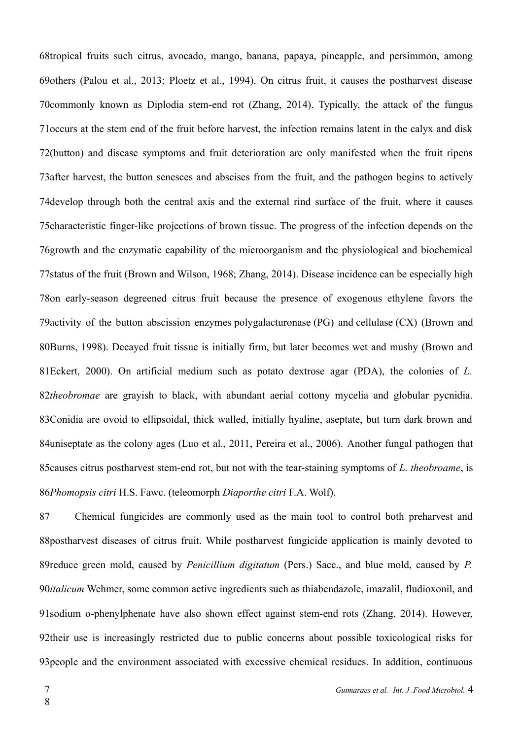tropical fruits such citrus, avocado, mango, banana, papaya, pineapple, and persimmon, among others (Palou et al., 2013; Ploetz et al., 1994). On citrus fruit, it causes the postharvest disease commonly known as Diplodia stem-end rot (Zhang, 2014). Typically, the attack of the fungus occurs at the stem end of the fruit before harvest, the infection remains latent in the calyx and disk (button) and disease symptoms and fruit deterioration are only manifested when the fruit ripens after harvest, the button senesces and abscises from the fruit, and the pathogen begins to actively develop through both the central axis and the external rind surface of the fruit, where it causes characteristic finger-like projections of brown tissue. The progress of the infection depends on the growth and the enzymatic capability of the microorganism and the physiological and biochemical status of the fruit (Brown and Wilson, 1968; Zhang, 2014). Disease incidence can be especially high on early-season degreened citrus fruit because the presence of exogenous ethylene favors the activity of the button abscission enzymes polygalacturonase (PG) and cellulase (CX) (Brown and Burns, 1998). Decayed fruit tissue is initially firm, but later becomes wet and mushy (Brown and Eckert, 2000). On artificial medium such as potato dextrose agar (PDA), the colonies of *L. theobromae* are grayish to black, with abundant aerial cottony mycelia and globular pycnidia. Conidia are ovoid to ellipsoidal, thick walled, initially hyaline, aseptate, but turn dark brown and uniseptate as the colony ages (Luo et al., 2011, Pereira et al., 2006). Another fungal pathogen that causes citrus postharvest stem-end rot, but not with the tear-staining symptoms of *L. theobroame*, is *Phomopsis citri* H.S. Fawc. (teleomorph *Diaporthe citri* F.A. Wolf).

Chemical fungicides are commonly used as the main tool to control both preharvest and postharvest diseases of citrus fruit. While postharvest fungicide application is mainly devoted to reduce green mold, caused by *Penicillium digitatum* (Pers.) Sacc., and blue mold, caused by *P. italicum* Wehmer, some common active ingredients such as thiabendazole, imazalil, fludioxonil, and sodium o-phenylphenate have also shown effect against stem-end rots (Zhang, 2014). However, their use is increasingly restricted due to public concerns about possible toxicological risks for people and the environment associated with excessive chemical residues. In addition, continuous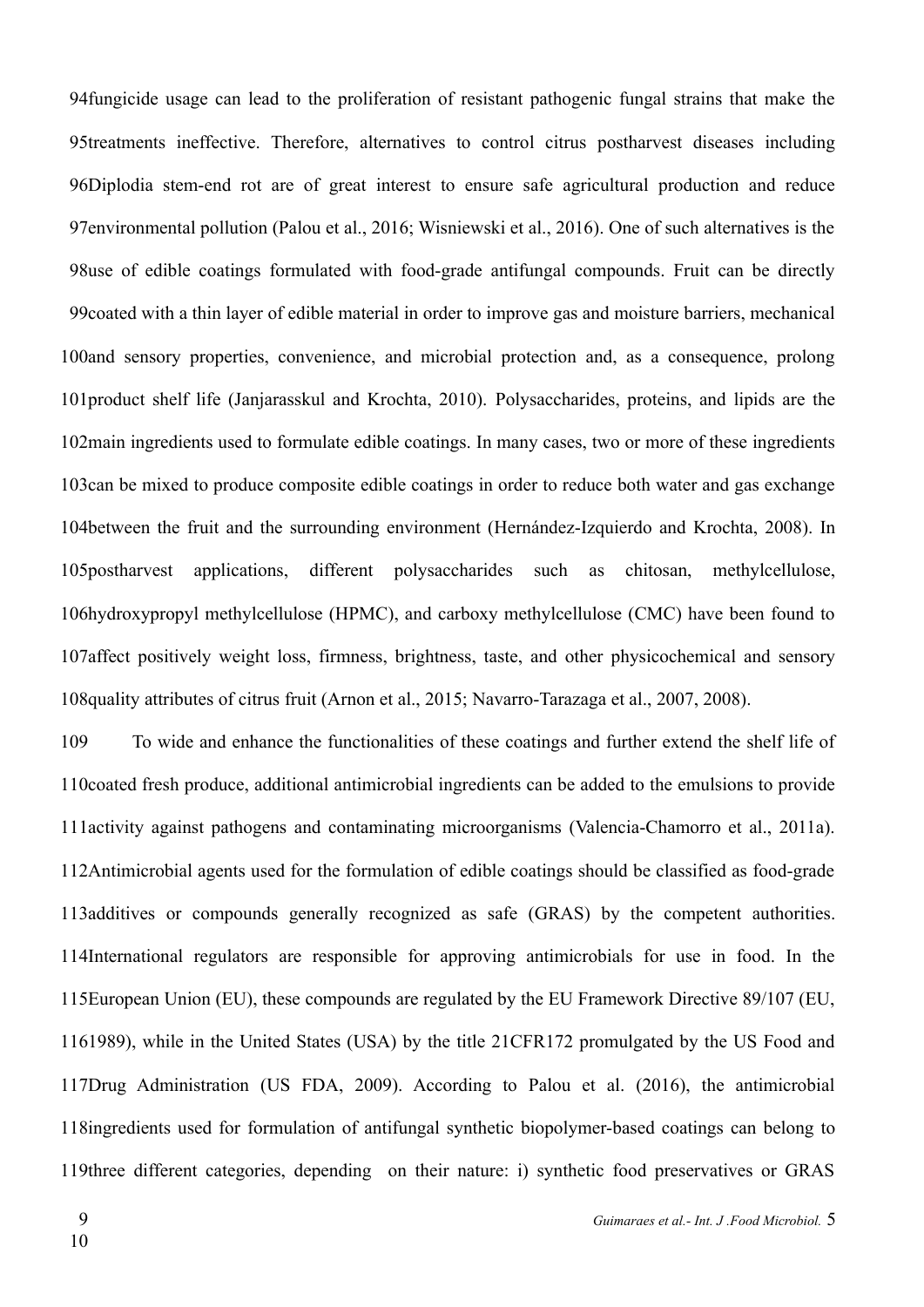fungicide usage can lead to the proliferation of resistant pathogenic fungal strains that make the treatments ineffective. Therefore, alternatives to control citrus postharvest diseases including Diplodia stem-end rot are of great interest to ensure safe agricultural production and reduce environmental pollution (Palou et al., 2016; Wisniewski et al., 2016). One of such alternatives is the use of edible coatings formulated with food-grade antifungal compounds. Fruit can be directly coated with a thin layer of edible material in order to improve gas and moisture barriers, mechanical and sensory properties, convenience, and microbial protection and, as a consequence, prolong product shelf life (Janjarasskul and Krochta, 2010). Polysaccharides, proteins, and lipids are the main ingredients used to formulate edible coatings. In many cases, two or more of these ingredients can be mixed to produce composite edible coatings in order to reduce both water and gas exchange between the fruit and the surrounding environment (Hernández-Izquierdo and Krochta, 2008). In postharvest applications, different polysaccharides such as chitosan, methylcellulose, hydroxypropyl methylcellulose (HPMC), and carboxy methylcellulose (CMC) have been found to affect positively weight loss, firmness, brightness, taste, and other physicochemical and sensory quality attributes of citrus fruit (Arnon et al., 2015; Navarro-Tarazaga et al., 2007, 2008).

To wide and enhance the functionalities of these coatings and further extend the shelf life of coated fresh produce, additional antimicrobial ingredients can be added to the emulsions to provide activity against pathogens and contaminating microorganisms (Valencia-Chamorro et al., 2011a). Antimicrobial agents used for the formulation of edible coatings should be classified as food-grade additives or compounds generally recognized as safe (GRAS) by the competent authorities. International regulators are responsible for approving antimicrobials for use in food. In the European Union (EU), these compounds are regulated by the EU Framework Directive 89/107 (EU, 1989), while in the United States (USA) by the title 21CFR172 promulgated by the US Food and Drug Administration (US FDA, 2009). According to Palou et al. (2016), the antimicrobial ingredients used for formulation of antifungal synthetic biopolymer-based coatings can belong to three different categories, depending on their nature: i) synthetic food preservatives or GRAS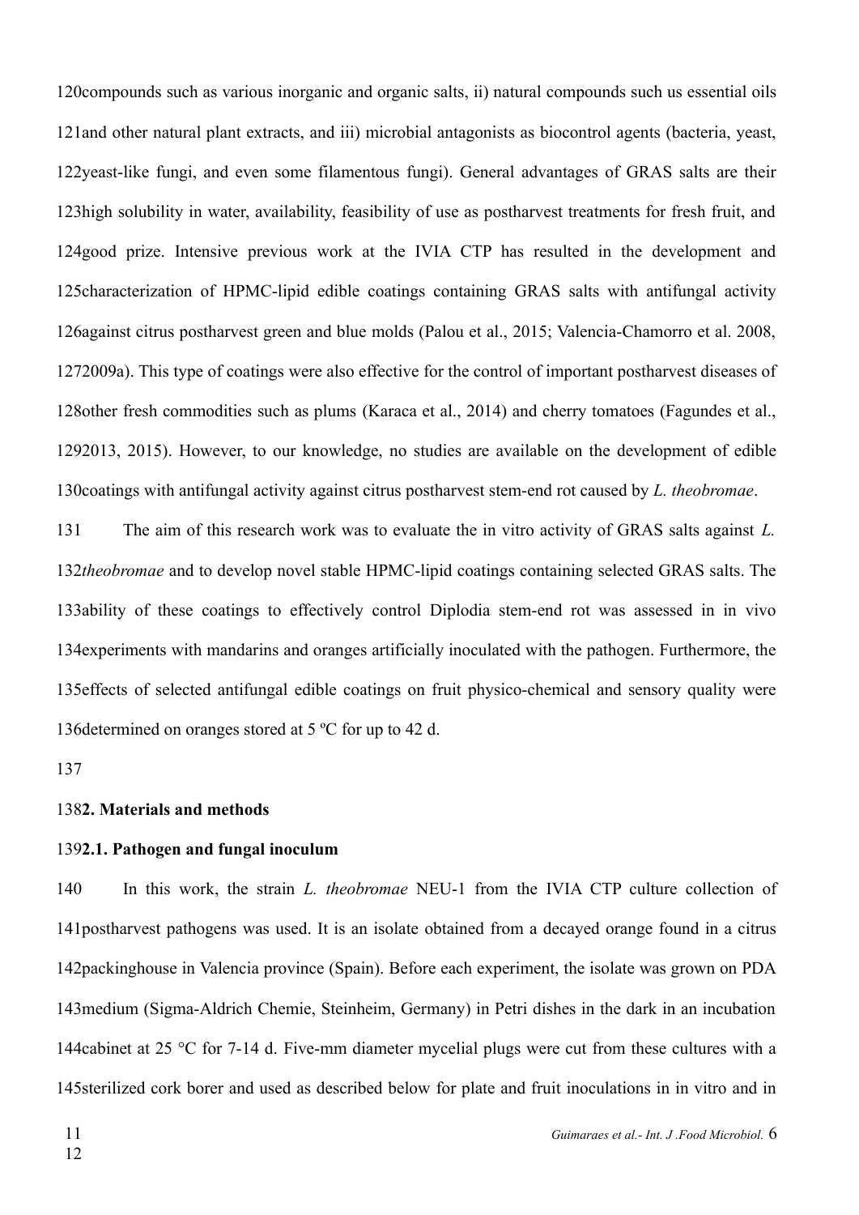compounds such as various inorganic and organic salts, ii) natural compounds such us essential oils and other natural plant extracts, and iii) microbial antagonists as biocontrol agents (bacteria, yeast, yeast-like fungi, and even some filamentous fungi). General advantages of GRAS salts are their high solubility in water, availability, feasibility of use as postharvest treatments for fresh fruit, and good prize. Intensive previous work at the IVIA CTP has resulted in the development and characterization of HPMC-lipid edible coatings containing GRAS salts with antifungal activity against citrus postharvest green and blue molds (Palou et al., 2015; Valencia-Chamorro et al. 2008, 2009a). This type of coatings were also effective for the control of important postharvest diseases of other fresh commodities such as plums (Karaca et al., 2014) and cherry tomatoes (Fagundes et al., 2013, 2015). However, to our knowledge, no studies are available on the development of edible coatings with antifungal activity against citrus postharvest stem-end rot caused by *L. theobromae*.

The aim of this research work was to evaluate the in vitro activity of GRAS salts against *L. theobromae* and to develop novel stable HPMC-lipid coatings containing selected GRAS salts. The ability of these coatings to effectively control Diplodia stem-end rot was assessed in in vivo experiments with mandarins and oranges artificially inoculated with the pathogen. Furthermore, the effects of selected antifungal edible coatings on fruit physico-chemical and sensory quality were determined on oranges stored at 5 ºC for up to 42 d.

## 2. Materials and methods

### 2.1. Pathogen and fungal inoculum

In this work, the strain *L. theobromae* NEU-1 from the IVIA CTP culture collection of postharvest pathogens was used. It is an isolate obtained from a decayed orange found in a citrus packinghouse in Valencia province (Spain). Before each experiment, the isolate was grown on PDA medium (Sigma-Aldrich Chemie, Steinheim, Germany) in Petri dishes in the dark in an incubation cabinet at 25 °C for 7-14 d. Five-mm diameter mycelial plugs were cut from these cultures with a sterilized cork borer and used as described below for plate and fruit inoculations in in vitro and in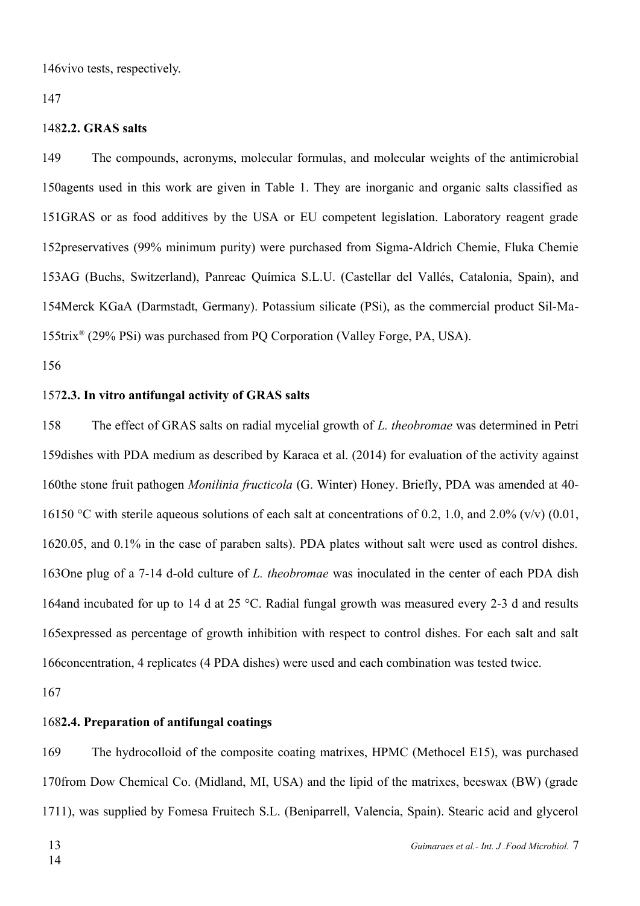vivo tests, respectively.

### 2.2. GRAS salts

The compounds, acronyms, molecular formulas, and molecular weights of the antimicrobial agents used in this work are given in Table 1. They are inorganic and organic salts classified as GRAS or as food additives by the USA or EU competent legislation. Laboratory reagent grade preservatives (99% minimum purity) were purchased from Sigma-Aldrich Chemie, Fluka Chemie AG (Buchs, Switzerland), Panreac Química S.L.U. (Castellar del Vallés, Catalonia, Spain), and Merck KGaA (Darmstadt, Germany). Potassium silicate (PSi), as the commercial product Sil-Matrix® (29% PSi) was purchased from PQ Corporation (Valley Forge, PA, USA).

### 2.3. In vitro antifungal activity of GRAS salts

The effect of GRAS salts on radial mycelial growth of *L. theobromae* was determined in Petri dishes with PDA medium as described by Karaca et al. (2014) for evaluation of the activity against the stone fruit pathogen *Monilinia fructicola* (G. Winter) Honey. Briefly, PDA was amended at 40-50 °C with sterile aqueous solutions of each salt at concentrations of 0.2, 1.0, and 2.0% (v/v) (0.01, 0.05, and 0.1% in the case of paraben salts). PDA plates without salt were used as control dishes. One plug of a 7-14 d-old culture of *L. theobromae* was inoculated in the center of each PDA dish and incubated for up to 14 d at 25 °C. Radial fungal growth was measured every 2-3 d and results expressed as percentage of growth inhibition with respect to control dishes. For each salt and salt concentration, 4 replicates (4 PDA dishes) were used and each combination was tested twice.

### 2.4. Preparation of antifungal coatings

The hydrocolloid of the composite coating matrixes, HPMC (Methocel E15), was purchased from Dow Chemical Co. (Midland, MI, USA) and the lipid of the matrixes, beeswax (BW) (grade 1), was supplied by Fomesa Fruitech S.L. (Beniparrell, Valencia, Spain). Stearic acid and glycerol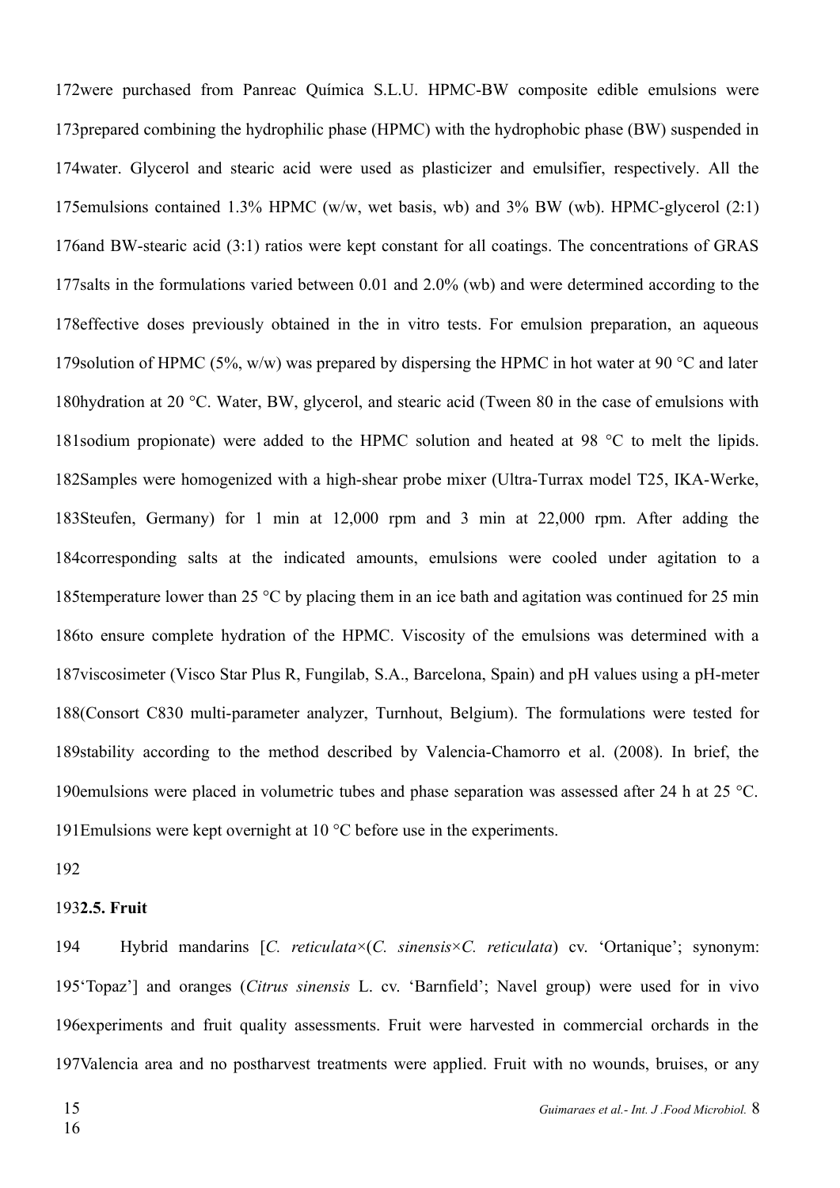were purchased from Panreac Química S.L.U. HPMC-BW composite edible emulsions were prepared combining the hydrophilic phase (HPMC) with the hydrophobic phase (BW) suspended in water. Glycerol and stearic acid were used as plasticizer and emulsifier, respectively. All the emulsions contained 1.3% HPMC (w/w, wet basis, wb) and 3% BW (wb). HPMC-glycerol (2:1) and BW-stearic acid (3:1) ratios were kept constant for all coatings. The concentrations of GRAS salts in the formulations varied between 0.01 and 2.0% (wb) and were determined according to the effective doses previously obtained in the in vitro tests. For emulsion preparation, an aqueous solution of HPMC (5%, w/w) was prepared by dispersing the HPMC in hot water at 90 °C and later hydration at 20 °C. Water, BW, glycerol, and stearic acid (Tween 80 in the case of emulsions with sodium propionate) were added to the HPMC solution and heated at 98 °C to melt the lipids. Samples were homogenized with a high-shear probe mixer (Ultra-Turrax model T25, IKA-Werke, Steufen, Germany) for 1 min at 12,000 rpm and 3 min at 22,000 rpm. After adding the corresponding salts at the indicated amounts, emulsions were cooled under agitation to a temperature lower than 25 °C by placing them in an ice bath and agitation was continued for 25 min to ensure complete hydration of the HPMC. Viscosity of the emulsions was determined with a viscosimeter (Visco Star Plus R, Fungilab, S.A., Barcelona, Spain) and pH values using a pH-meter (Consort C830 multi-parameter analyzer, Turnhout, Belgium). The formulations were tested for stability according to the method described by Valencia-Chamorro et al. (2008). In brief, the emulsions were placed in volumetric tubes and phase separation was assessed after 24 h at 25 °C. Emulsions were kept overnight at 10 °C before use in the experiments.

### 2.5. Fruit

Hybrid mandarins [*C. reticulata*×(*C. sinensis*×*C. reticulata*) cv. 'Ortanique'; synonym: 'Topaz'] and oranges (*Citrus sinensis* L. cv. 'Barnfield'; Navel group) were used for in vivo experiments and fruit quality assessments. Fruit were harvested in commercial orchards in the Valencia area and no postharvest treatments were applied. Fruit with no wounds, bruises, or any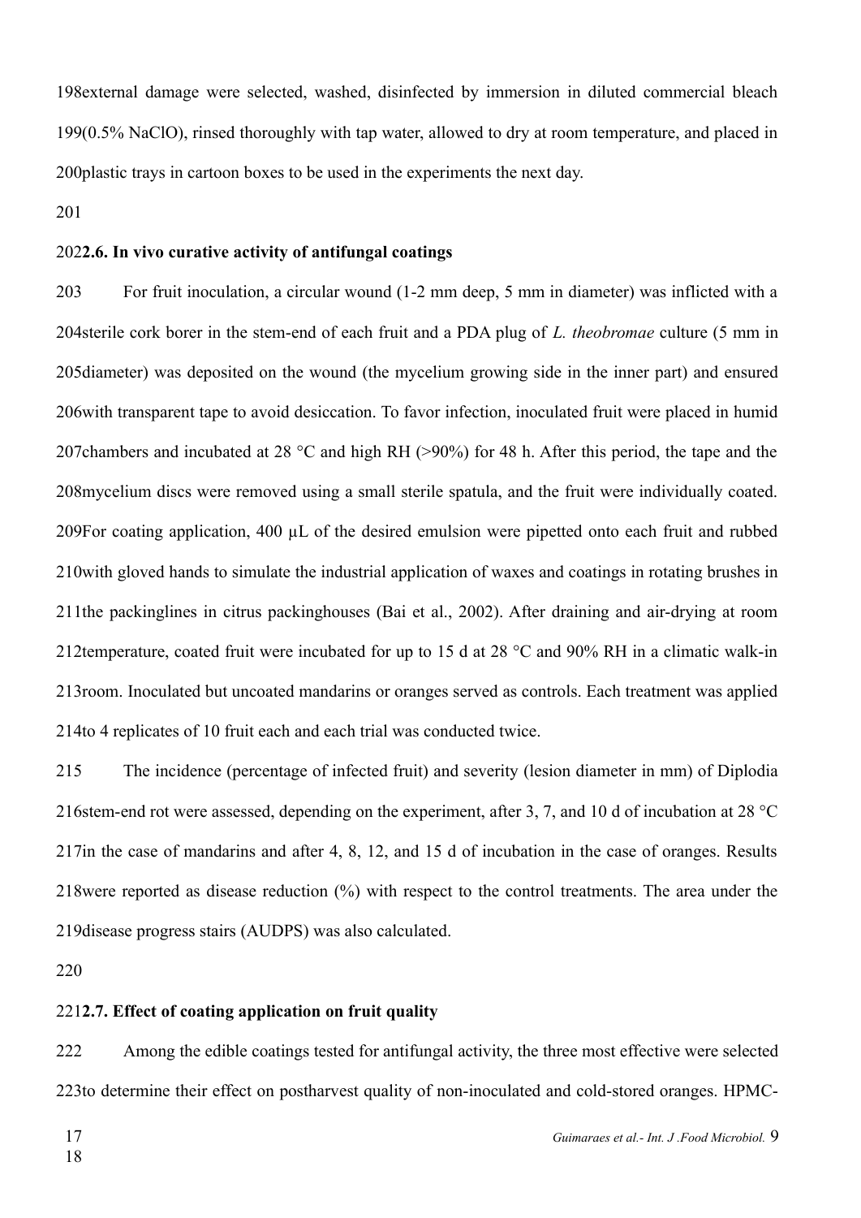external damage were selected, washed, disinfected by immersion in diluted commercial bleach (0.5% NaClO), rinsed thoroughly with tap water, allowed to dry at room temperature, and placed in plastic trays in cartoon boxes to be used in the experiments the next day.

### 2.6. In vivo curative activity of antifungal coatings

For fruit inoculation, a circular wound (1-2 mm deep, 5 mm in diameter) was inflicted with a sterile cork borer in the stem-end of each fruit and a PDA plug of *L. theobromae* culture (5 mm in diameter) was deposited on the wound (the mycelium growing side in the inner part) and ensured with transparent tape to avoid desiccation. To favor infection, inoculated fruit were placed in humid chambers and incubated at 28 °C and high RH (>90%) for 48 h. After this period, the tape and the mycelium discs were removed using a small sterile spatula, and the fruit were individually coated. For coating application, 400 µL of the desired emulsion were pipetted onto each fruit and rubbed with gloved hands to simulate the industrial application of waxes and coatings in rotating brushes in the packinglines in citrus packinghouses (Bai et al., 2002). After draining and air-drying at room temperature, coated fruit were incubated for up to 15 d at 28 °C and 90% RH in a climatic walk-in room. Inoculated but uncoated mandarins or oranges served as controls. Each treatment was applied to 4 replicates of 10 fruit each and each trial was conducted twice.

The incidence (percentage of infected fruit) and severity (lesion diameter in mm) of Diplodia stem-end rot were assessed, depending on the experiment, after 3, 7, and 10 d of incubation at 28 °C in the case of mandarins and after 4, 8, 12, and 15 d of incubation in the case of oranges. Results were reported as disease reduction (%) with respect to the control treatments. The area under the disease progress stairs (AUDPS) was also calculated.

### 2.7. Effect of coating application on fruit quality

Among the edible coatings tested for antifungal activity, the three most effective were selected to determine their effect on postharvest quality of non-inoculated and cold-stored oranges. HPMC-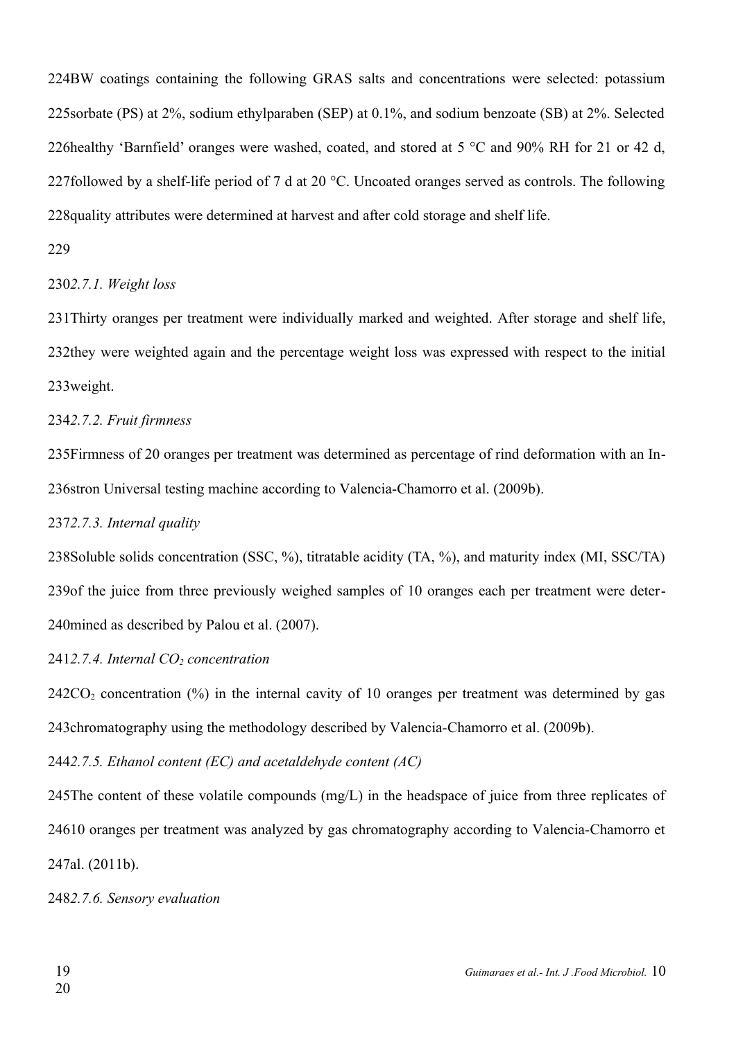BW coatings containing the following GRAS salts and concentrations were selected: potassium sorbate (PS) at 2%, sodium ethylparaben (SEP) at 0.1%, and sodium benzoate (SB) at 2%. Selected healthy 'Barnfield' oranges were washed, coated, and stored at 5 °C and 90% RH for 21 or 42 d, followed by a shelf-life period of 7 d at 20 °C. Uncoated oranges served as controls. The following quality attributes were determined at harvest and after cold storage and shelf life.

*2.7.1. Weight loss*

Thirty oranges per treatment were individually marked and weighted. After storage and shelf life, they were weighted again and the percentage weight loss was expressed with respect to the initial weight.

*2.7.2. Fruit firmness*

Firmness of 20 oranges per treatment was determined as percentage of rind deformation with an Instron Universal testing machine according to Valencia-Chamorro et al. (2009b).

*2.7.3. Internal quality*

Soluble solids concentration (SSC, %), titratable acidity (TA, %), and maturity index (MI, SSC/TA) of the juice from three previously weighed samples of 10 oranges each per treatment were determined as described by Palou et al. (2007).

*2.7.4. Internal $CO_2$ concentration*

$CO_2$ concentration (%) in the internal cavity of 10 oranges per treatment was determined by gas chromatography using the methodology described by Valencia-Chamorro et al. (2009b).

*2.7.5. Ethanol content (EC) and acetaldehyde content (AC)*

The content of these volatile compounds (mg/L) in the headspace of juice from three replicates of 10 oranges per treatment was analyzed by gas chromatography according to Valencia-Chamorro et al. (2011b).

*2.7.6. Sensory evaluation*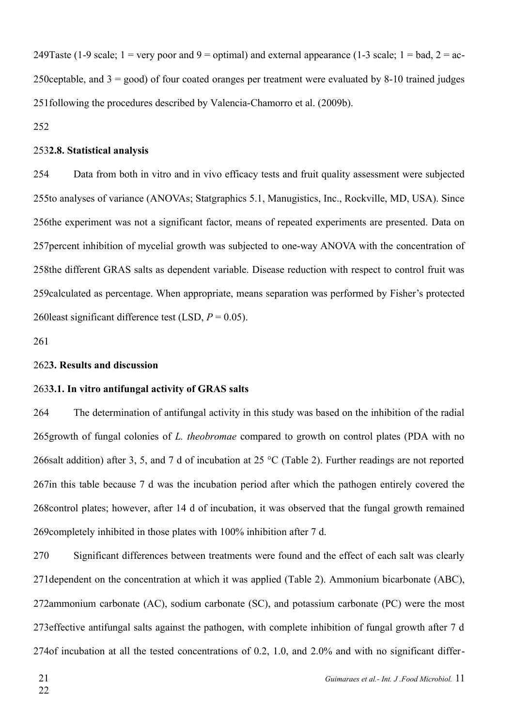Taste (1-9 scale; 1 = very poor and 9 = optimal) and external appearance (1-3 scale; 1 = bad, 2 = acceptable, and 3 = good) of four coated oranges per treatment were evaluated by 8-10 trained judges following the procedures described by Valencia-Chamorro et al. (2009b).

### 2.8. Statistical analysis

Data from both in vitro and in vivo efficacy tests and fruit quality assessment were subjected to analyses of variance (ANOVAs; Statgraphics 5.1, Manugistics, Inc., Rockville, MD, USA). Since the experiment was not a significant factor, means of repeated experiments are presented. Data on percent inhibition of mycelial growth was subjected to one-way ANOVA with the concentration of the different GRAS salts as dependent variable. Disease reduction with respect to control fruit was calculated as percentage. When appropriate, means separation was performed by Fisher's protected least significant difference test (LSD, $P = 0.05$).

## 3. Results and discussion

### 3.1. In vitro antifungal activity of GRAS salts

The determination of antifungal activity in this study was based on the inhibition of the radial growth of fungal colonies of *L. theobromae* compared to growth on control plates (PDA with no salt addition) after 3, 5, and 7 d of incubation at 25 °C (Table 2). Further readings are not reported in this table because 7 d was the incubation period after which the pathogen entirely covered the control plates; however, after 14 d of incubation, it was observed that the fungal growth remained completely inhibited in those plates with 100% inhibition after 7 d.

Significant differences between treatments were found and the effect of each salt was clearly dependent on the concentration at which it was applied (Table 2). Ammonium bicarbonate (ABC), ammonium carbonate (AC), sodium carbonate (SC), and potassium carbonate (PC) were the most effective antifungal salts against the pathogen, with complete inhibition of fungal growth after 7 d of incubation at all the tested concentrations of 0.2, 1.0, and 2.0% and with no significant differ-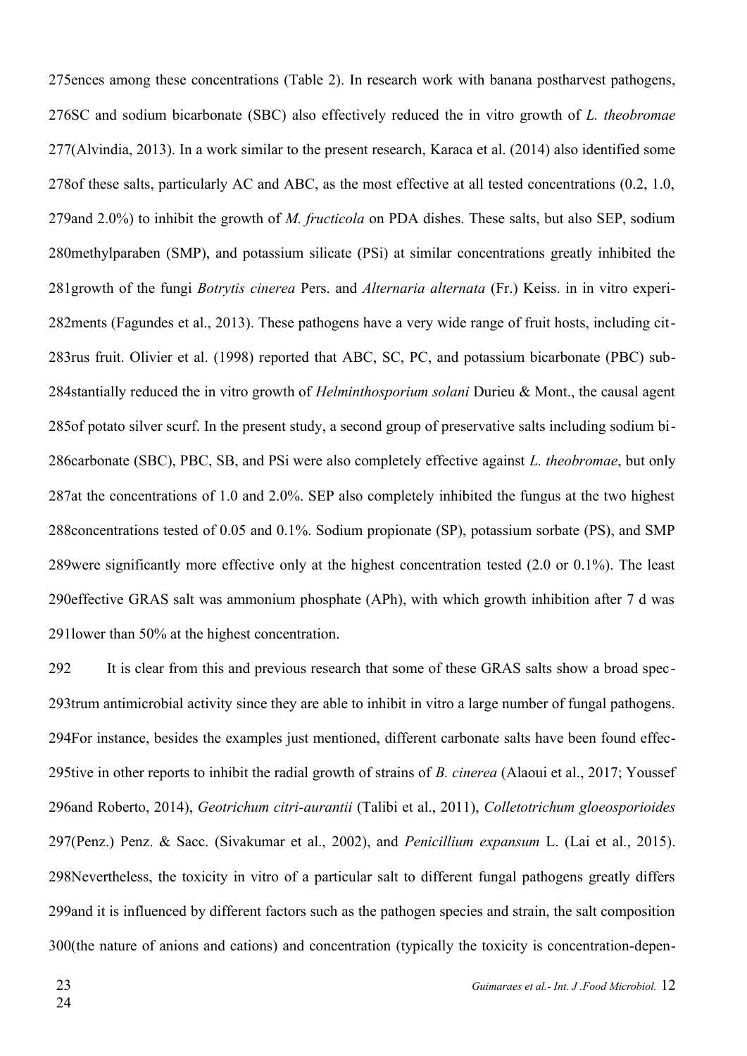ences among these concentrations (Table 2). In research work with banana postharvest pathogens, SC and sodium bicarbonate (SBC) also effectively reduced the in vitro growth of *L. theobromae* (Alvindia, 2013). In a work similar to the present research, Karaca et al. (2014) also identified some of these salts, particularly AC and ABC, as the most effective at all tested concentrations (0.2, 1.0, and 2.0%) to inhibit the growth of *M. fructicola* on PDA dishes. These salts, but also SEP, sodium methylparaben (SMP), and potassium silicate (PSi) at similar concentrations greatly inhibited the growth of the fungi *Botrytis cinerea* Pers. and *Alternaria alternata* (Fr.) Keiss. in in vitro experiments (Fagundes et al., 2013). These pathogens have a very wide range of fruit hosts, including citrus fruit. Olivier et al. (1998) reported that ABC, SC, PC, and potassium bicarbonate (PBC) substantially reduced the in vitro growth of *Helminthosporium solani* Durieu & Mont., the causal agent of potato silver scurf. In the present study, a second group of preservative salts including sodium bicarbonate (SBC), PBC, SB, and PSi were also completely effective against *L. theobromae*, but only at the concentrations of 1.0 and 2.0%. SEP also completely inhibited the fungus at the two highest concentrations tested of 0.05 and 0.1%. Sodium propionate (SP), potassium sorbate (PS), and SMP were significantly more effective only at the highest concentration tested (2.0 or 0.1%). The least effective GRAS salt was ammonium phosphate (APh), with which growth inhibition after 7 d was lower than 50% at the highest concentration.

It is clear from this and previous research that some of these GRAS salts show a broad spectrum antimicrobial activity since they are able to inhibit in vitro a large number of fungal pathogens. For instance, besides the examples just mentioned, different carbonate salts have been found effective in other reports to inhibit the radial growth of strains of *B. cinerea* (Alaoui et al., 2017; Youssef and Roberto, 2014), *Geotrichum citri-aurantii* (Talibi et al., 2011), *Colletotrichum gloeosporioides* (Penz.) Penz. & Sacc. (Sivakumar et al., 2002), and *Penicillium expansum* L. (Lai et al., 2015). Nevertheless, the toxicity in vitro of a particular salt to different fungal pathogens greatly differs and it is influenced by different factors such as the pathogen species and strain, the salt composition (the nature of anions and cations) and concentration (typically the toxicity is concentration-depen-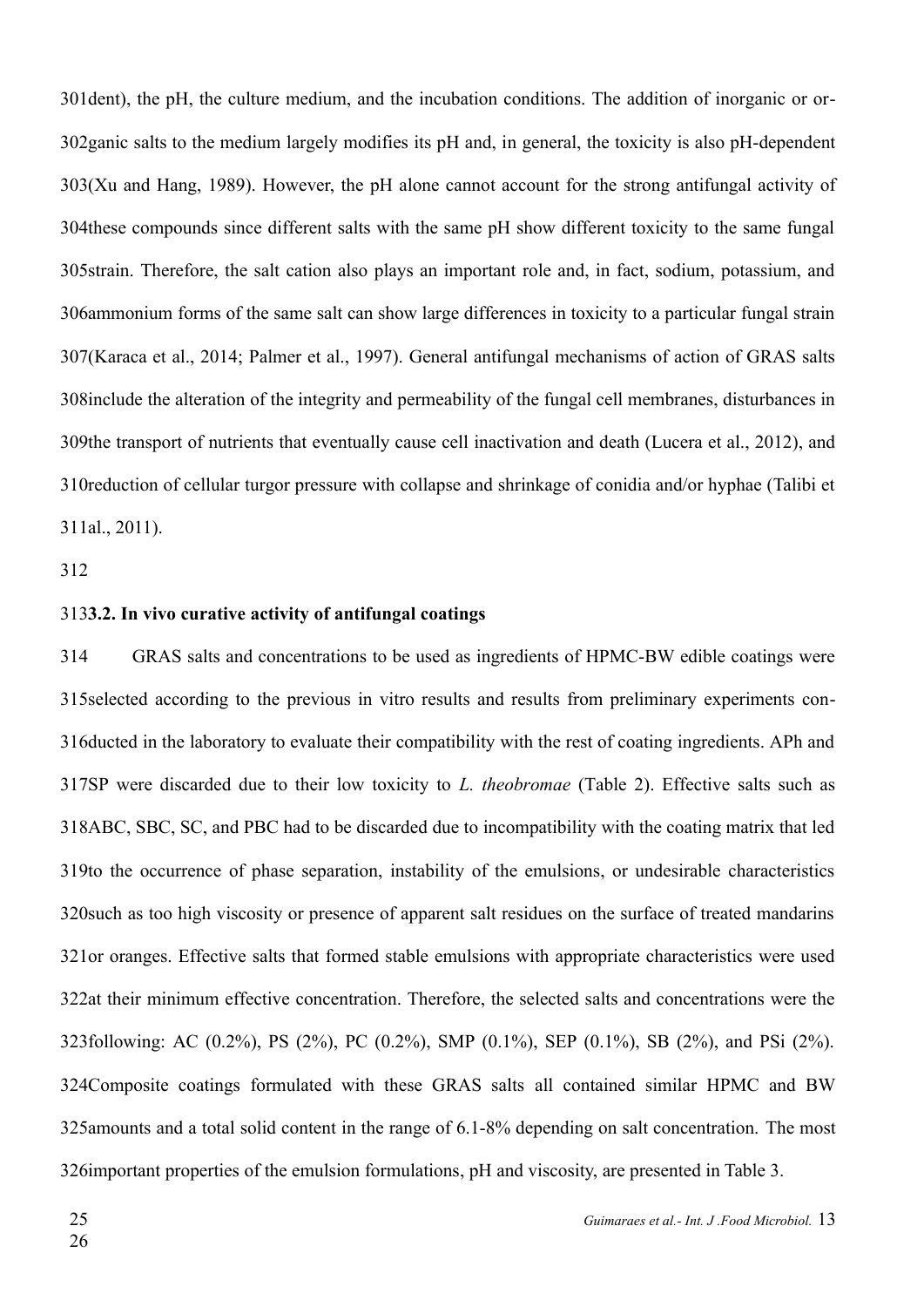dent), the pH, the culture medium, and the incubation conditions. The addition of inorganic or organic salts to the medium largely modifies its pH and, in general, the toxicity is also pH-dependent (Xu and Hang, 1989). However, the pH alone cannot account for the strong antifungal activity of these compounds since different salts with the same pH show different toxicity to the same fungal strain. Therefore, the salt cation also plays an important role and, in fact, sodium, potassium, and ammonium forms of the same salt can show large differences in toxicity to a particular fungal strain (Karaca et al., 2014; Palmer et al., 1997). General antifungal mechanisms of action of GRAS salts include the alteration of the integrity and permeability of the fungal cell membranes, disturbances in the transport of nutrients that eventually cause cell inactivation and death (Lucera et al., 2012), and reduction of cellular turgor pressure with collapse and shrinkage of conidia and/or hyphae (Talibi et al., 2011).

### 3.2. In vivo curative activity of antifungal coatings

GRAS salts and concentrations to be used as ingredients of HPMC-BW edible coatings were selected according to the previous in vitro results and results from preliminary experiments conducted in the laboratory to evaluate their compatibility with the rest of coating ingredients. APh and SP were discarded due to their low toxicity to *L. theobromae* (Table 2). Effective salts such as ABC, SBC, SC, and PBC had to be discarded due to incompatibility with the coating matrix that led to the occurrence of phase separation, instability of the emulsions, or undesirable characteristics such as too high viscosity or presence of apparent salt residues on the surface of treated mandarins or oranges. Effective salts that formed stable emulsions with appropriate characteristics were used at their minimum effective concentration. Therefore, the selected salts and concentrations were the following: AC (0.2%), PS (2%), PC (0.2%), SMP (0.1%), SEP (0.1%), SB (2%), and PSi (2%). Composite coatings formulated with these GRAS salts all contained similar HPMC and BW amounts and a total solid content in the range of 6.1-8% depending on salt concentration. The most important properties of the emulsion formulations, pH and viscosity, are presented in Table 3.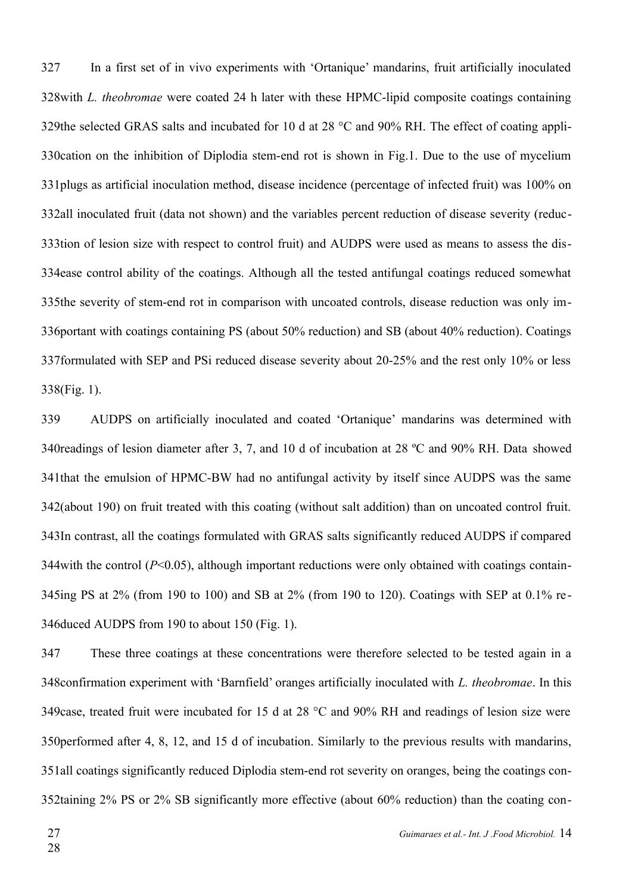In a first set of in vivo experiments with 'Ortanique' mandarins, fruit artificially inoculated with *L. theobromae* were coated 24 h later with these HPMC-lipid composite coatings containing the selected GRAS salts and incubated for 10 d at 28 °C and 90% RH. The effect of coating application on the inhibition of Diplodia stem-end rot is shown in Fig.1. Due to the use of mycelium plugs as artificial inoculation method, disease incidence (percentage of infected fruit) was 100% on all inoculated fruit (data not shown) and the variables percent reduction of disease severity (reduction of lesion size with respect to control fruit) and AUDPS were used as means to assess the disease control ability of the coatings. Although all the tested antifungal coatings reduced somewhat the severity of stem-end rot in comparison with uncoated controls, disease reduction was only important with coatings containing PS (about 50% reduction) and SB (about 40% reduction). Coatings formulated with SEP and PSi reduced disease severity about 20-25% and the rest only 10% or less (Fig. 1).

AUDPS on artificially inoculated and coated 'Ortanique' mandarins was determined with readings of lesion diameter after 3, 7, and 10 d of incubation at 28 ºC and 90% RH. Data showed that the emulsion of HPMC-BW had no antifungal activity by itself since AUDPS was the same (about 190) on fruit treated with this coating (without salt addition) than on uncoated control fruit. In contrast, all the coatings formulated with GRAS salts significantly reduced AUDPS if compared with the control ($P$<0.05), although important reductions were only obtained with coatings containing PS at 2% (from 190 to 100) and SB at 2% (from 190 to 120). Coatings with SEP at 0.1% reduced AUDPS from 190 to about 150 (Fig. 1).

These three coatings at these concentrations were therefore selected to be tested again in a confirmation experiment with 'Barnfield' oranges artificially inoculated with *L. theobromae*. In this case, treated fruit were incubated for 15 d at 28 °C and 90% RH and readings of lesion size were performed after 4, 8, 12, and 15 d of incubation. Similarly to the previous results with mandarins, all coatings significantly reduced Diplodia stem-end rot severity on oranges, being the coatings containing 2% PS or 2% SB significantly more effective (about 60% reduction) than the coating con-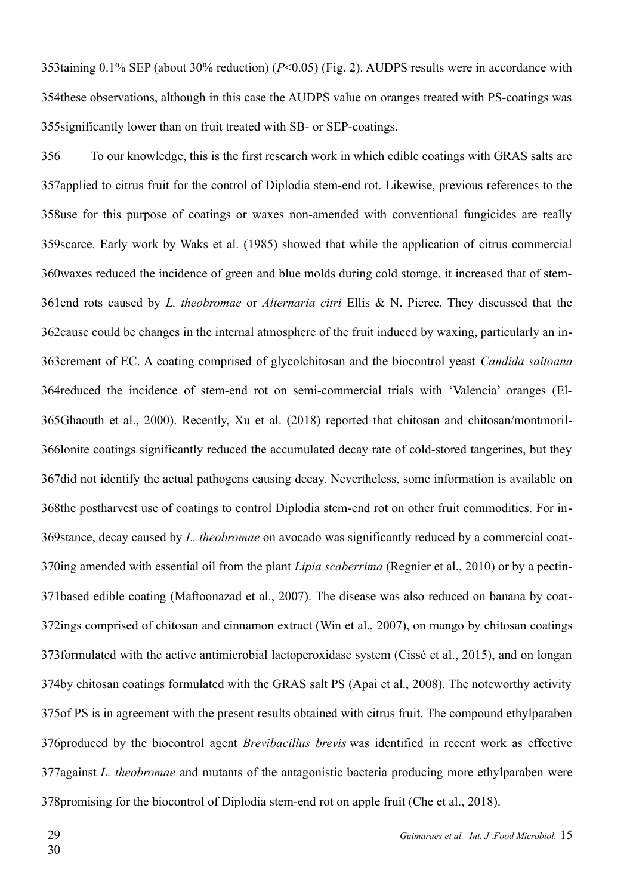taining 0.1% SEP (about 30% reduction) ($P$<0.05) (Fig. 2). AUDPS results were in accordance with these observations, although in this case the AUDPS value on oranges treated with PS-coatings was significantly lower than on fruit treated with SB- or SEP-coatings.

To our knowledge, this is the first research work in which edible coatings with GRAS salts are applied to citrus fruit for the control of Diplodia stem-end rot. Likewise, previous references to the use for this purpose of coatings or waxes non-amended with conventional fungicides are really scarce. Early work by Waks et al. (1985) showed that while the application of citrus commercial waxes reduced the incidence of green and blue molds during cold storage, it increased that of stem-end rots caused by *L. theobromae* or *Alternaria citri* Ellis & N. Pierce. They discussed that the cause could be changes in the internal atmosphere of the fruit induced by waxing, particularly an increment of EC. A coating comprised of glycolchitosan and the biocontrol yeast *Candida saitoana* reduced the incidence of stem-end rot on semi-commercial trials with 'Valencia' oranges (El-Ghaouth et al., 2000). Recently, Xu et al. (2018) reported that chitosan and chitosan/montmorillonite coatings significantly reduced the accumulated decay rate of cold-stored tangerines, but they did not identify the actual pathogens causing decay. Nevertheless, some information is available on the postharvest use of coatings to control Diplodia stem-end rot on other fruit commodities. For instance, decay caused by *L. theobromae* on avocado was significantly reduced by a commercial coating amended with essential oil from the plant *Lipia scaberrima* (Regnier et al., 2010) or by a pectin-based edible coating (Maftoonazad et al., 2007). The disease was also reduced on banana by coatings comprised of chitosan and cinnamon extract (Win et al., 2007), on mango by chitosan coatings formulated with the active antimicrobial lactoperoxidase system (Cissé et al., 2015), and on longan by chitosan coatings formulated with the GRAS salt PS (Apai et al., 2008). The noteworthy activity of PS is in agreement with the present results obtained with citrus fruit. The compound ethylparaben produced by the biocontrol agent *Brevibacillus brevis* was identified in recent work as effective against *L. theobromae* and mutants of the antagonistic bacteria producing more ethylparaben were promising for the biocontrol of Diplodia stem-end rot on apple fruit (Che et al., 2018).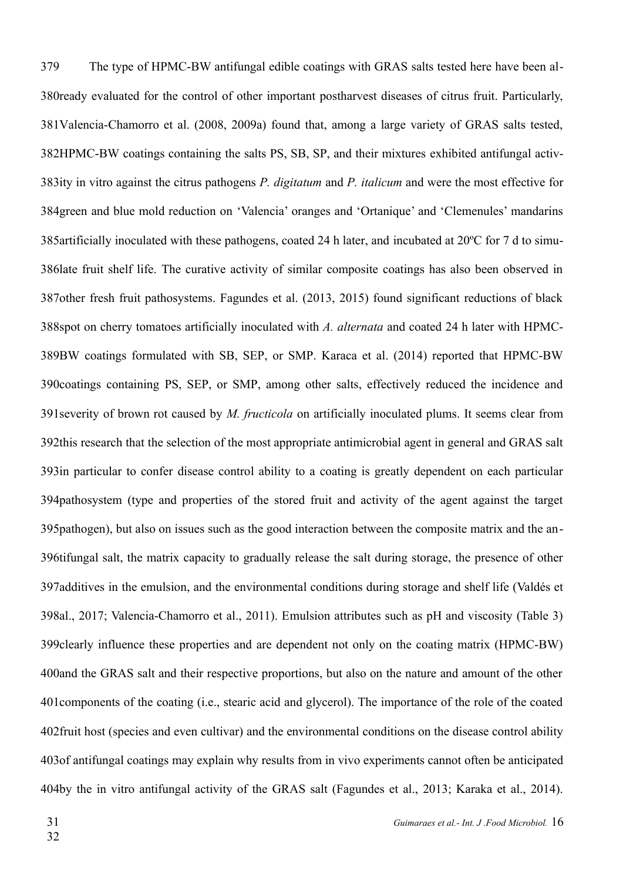The type of HPMC-BW antifungal edible coatings with GRAS salts tested here have been already evaluated for the control of other important postharvest diseases of citrus fruit. Particularly, Valencia-Chamorro et al. (2008, 2009a) found that, among a large variety of GRAS salts tested, HPMC-BW coatings containing the salts PS, SB, SP, and their mixtures exhibited antifungal activity in vitro against the citrus pathogens *P. digitatum* and *P. italicum* and were the most effective for green and blue mold reduction on 'Valencia' oranges and 'Ortanique' and 'Clemenules' mandarins artificially inoculated with these pathogens, coated 24 h later, and incubated at 20ºC for 7 d to simulate fruit shelf life. The curative activity of similar composite coatings has also been observed in other fresh fruit pathosystems. Fagundes et al. (2013, 2015) found significant reductions of black spot on cherry tomatoes artificially inoculated with *A. alternata* and coated 24 h later with HPMC-BW coatings formulated with SB, SEP, or SMP. Karaca et al. (2014) reported that HPMC-BW coatings containing PS, SEP, or SMP, among other salts, effectively reduced the incidence and severity of brown rot caused by *M. fructicola* on artificially inoculated plums. It seems clear from this research that the selection of the most appropriate antimicrobial agent in general and GRAS salt in particular to confer disease control ability to a coating is greatly dependent on each particular pathosystem (type and properties of the stored fruit and activity of the agent against the target pathogen), but also on issues such as the good interaction between the composite matrix and the antifungal salt, the matrix capacity to gradually release the salt during storage, the presence of other additives in the emulsion, and the environmental conditions during storage and shelf life (Valdés et al., 2017; Valencia-Chamorro et al., 2011). Emulsion attributes such as pH and viscosity (Table 3) clearly influence these properties and are dependent not only on the coating matrix (HPMC-BW) and the GRAS salt and their respective proportions, but also on the nature and amount of the other components of the coating (i.e., stearic acid and glycerol). The importance of the role of the coated fruit host (species and even cultivar) and the environmental conditions on the disease control ability of antifungal coatings may explain why results from in vivo experiments cannot often be anticipated by the in vitro antifungal activity of the GRAS salt (Fagundes et al., 2013; Karaka et al., 2014).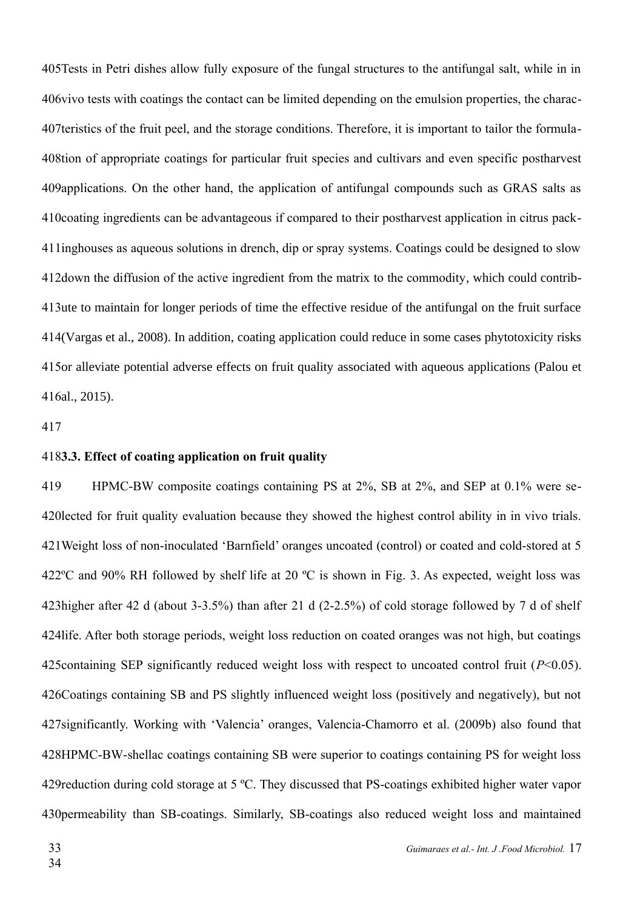Tests in Petri dishes allow fully exposure of the fungal structures to the antifungal salt, while in in vivo tests with coatings the contact can be limited depending on the emulsion properties, the characteristics of the fruit peel, and the storage conditions. Therefore, it is important to tailor the formulation of appropriate coatings for particular fruit species and cultivars and even specific postharvest applications. On the other hand, the application of antifungal compounds such as GRAS salts as coating ingredients can be advantageous if compared to their postharvest application in citrus packinghouses as aqueous solutions in drench, dip or spray systems. Coatings could be designed to slow down the diffusion of the active ingredient from the matrix to the commodity, which could contribute to maintain for longer periods of time the effective residue of the antifungal on the fruit surface (Vargas et al., 2008). In addition, coating application could reduce in some cases phytotoxicity risks or alleviate potential adverse effects on fruit quality associated with aqueous applications (Palou et al., 2015).

### 3.3. Effect of coating application on fruit quality

HPMC-BW composite coatings containing PS at 2%, SB at 2%, and SEP at 0.1% were selected for fruit quality evaluation because they showed the highest control ability in in vivo trials. Weight loss of non-inoculated 'Barnfield' oranges uncoated (control) or coated and cold-stored at 5 ºC and 90% RH followed by shelf life at 20 ºC is shown in Fig. 3. As expected, weight loss was higher after 42 d (about 3-3.5%) than after 21 d (2-2.5%) of cold storage followed by 7 d of shelf life. After both storage periods, weight loss reduction on coated oranges was not high, but coatings containing SEP significantly reduced weight loss with respect to uncoated control fruit ($P$<0.05). Coatings containing SB and PS slightly influenced weight loss (positively and negatively), but not significantly. Working with 'Valencia' oranges, Valencia-Chamorro et al. (2009b) also found that HPMC-BW-shellac coatings containing SB were superior to coatings containing PS for weight loss reduction during cold storage at 5 ºC. They discussed that PS-coatings exhibited higher water vapor permeability than SB-coatings. Similarly, SB-coatings also reduced weight loss and maintained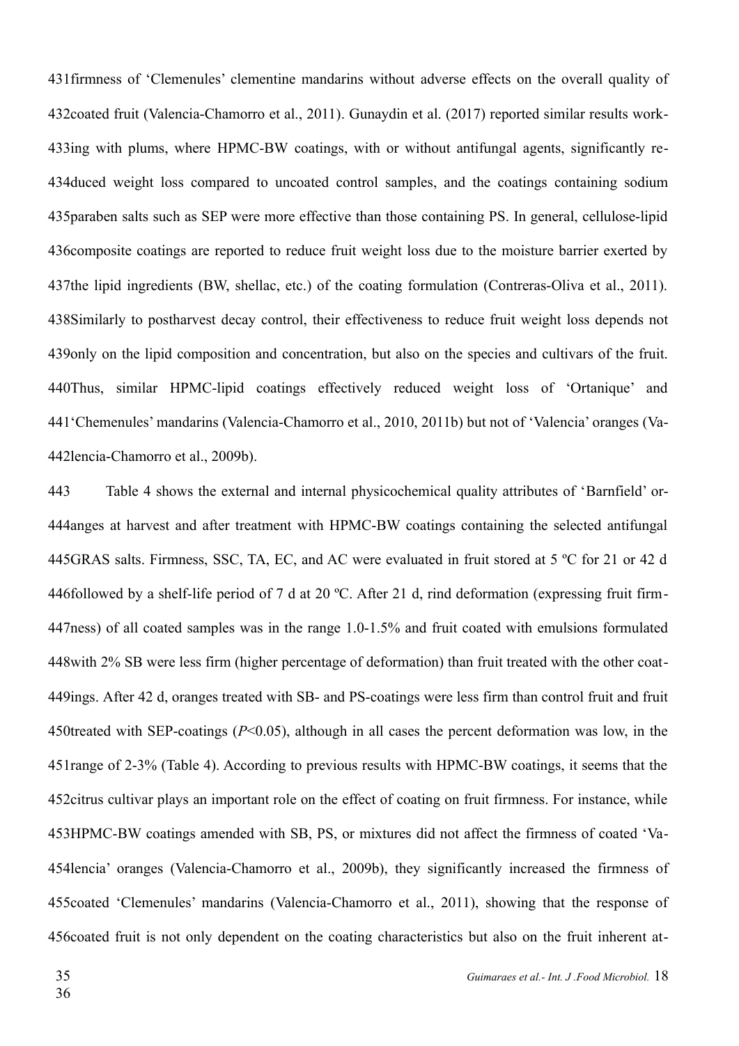firmness of 'Clemenules' clementine mandarins without adverse effects on the overall quality of coated fruit (Valencia-Chamorro et al., 2011). Gunaydin et al. (2017) reported similar results working with plums, where HPMC-BW coatings, with or without antifungal agents, significantly reduced weight loss compared to uncoated control samples, and the coatings containing sodium paraben salts such as SEP were more effective than those containing PS. In general, cellulose-lipid composite coatings are reported to reduce fruit weight loss due to the moisture barrier exerted by the lipid ingredients (BW, shellac, etc.) of the coating formulation (Contreras-Oliva et al., 2011). Similarly to postharvest decay control, their effectiveness to reduce fruit weight loss depends not only on the lipid composition and concentration, but also on the species and cultivars of the fruit. Thus, similar HPMC-lipid coatings effectively reduced weight loss of 'Ortanique' and 'Chemenules' mandarins (Valencia-Chamorro et al., 2010, 2011b) but not of 'Valencia' oranges (Valencia-Chamorro et al., 2009b).

Table 4 shows the external and internal physicochemical quality attributes of 'Barnfield' oranges at harvest and after treatment with HPMC-BW coatings containing the selected antifungal GRAS salts. Firmness, SSC, TA, EC, and AC were evaluated in fruit stored at 5 ºC for 21 or 42 d followed by a shelf-life period of 7 d at 20 ºC. After 21 d, rind deformation (expressing fruit firmness) of all coated samples was in the range 1.0-1.5% and fruit coated with emulsions formulated with 2% SB were less firm (higher percentage of deformation) than fruit treated with the other coatings. After 42 d, oranges treated with SB- and PS-coatings were less firm than control fruit and fruit treated with SEP-coatings ($P$<0.05), although in all cases the percent deformation was low, in the range of 2-3% (Table 4). According to previous results with HPMC-BW coatings, it seems that the citrus cultivar plays an important role on the effect of coating on fruit firmness. For instance, while HPMC-BW coatings amended with SB, PS, or mixtures did not affect the firmness of coated 'Valencia' oranges (Valencia-Chamorro et al., 2009b), they significantly increased the firmness of coated 'Clemenules' mandarins (Valencia-Chamorro et al., 2011), showing that the response of coated fruit is not only dependent on the coating characteristics but also on the fruit inherent at-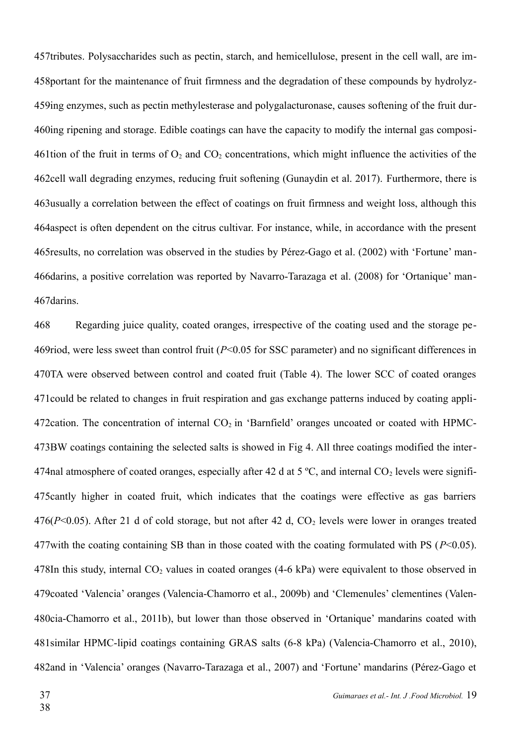tributes. Polysaccharides such as pectin, starch, and hemicellulose, present in the cell wall, are important for the maintenance of fruit firmness and the degradation of these compounds by hydrolyzing enzymes, such as pectin methylesterase and polygalacturonase, causes softening of the fruit during ripening and storage. Edible coatings can have the capacity to modify the internal gas composition of the fruit in terms of $O_2$ and $CO_2$ concentrations, which might influence the activities of the cell wall degrading enzymes, reducing fruit softening (Gunaydin et al. 2017). Furthermore, there is usually a correlation between the effect of coatings on fruit firmness and weight loss, although this aspect is often dependent on the citrus cultivar. For instance, while, in accordance with the present results, no correlation was observed in the studies by Pérez-Gago et al. (2002) with 'Fortune' mandarins, a positive correlation was reported by Navarro-Tarazaga et al. (2008) for 'Ortanique' mandarins.

Regarding juice quality, coated oranges, irrespective of the coating used and the storage period, were less sweet than control fruit ($P<0.05$ for SSC parameter) and no significant differences in TA were observed between control and coated fruit (Table 4). The lower SCC of coated oranges could be related to changes in fruit respiration and gas exchange patterns induced by coating application. The concentration of internal $CO_2$ in 'Barnfield' oranges uncoated or coated with HPMC-BW coatings containing the selected salts is showed in Fig 4. All three coatings modified the internal atmosphere of coated oranges, especially after 42 d at 5 ºC, and internal $CO_2$ levels were significantly higher in coated fruit, which indicates that the coatings were effective as gas barriers ($P<0.05$). After 21 d of cold storage, but not after 42 d, $CO_2$ levels were lower in oranges treated with the coating containing SB than in those coated with the coating formulated with PS ($P<0.05$). In this study, internal $CO_2$ values in coated oranges (4-6 kPa) were equivalent to those observed in coated 'Valencia' oranges (Valencia-Chamorro et al., 2009b) and 'Clemenules' clementines (Valencia-Chamorro et al., 2011b), but lower than those observed in 'Ortanique' mandarins coated with similar HPMC-lipid coatings containing GRAS salts (6-8 kPa) (Valencia-Chamorro et al., 2010), and in 'Valencia' oranges (Navarro-Tarazaga et al., 2007) and 'Fortune' mandarins (Pérez-Gago et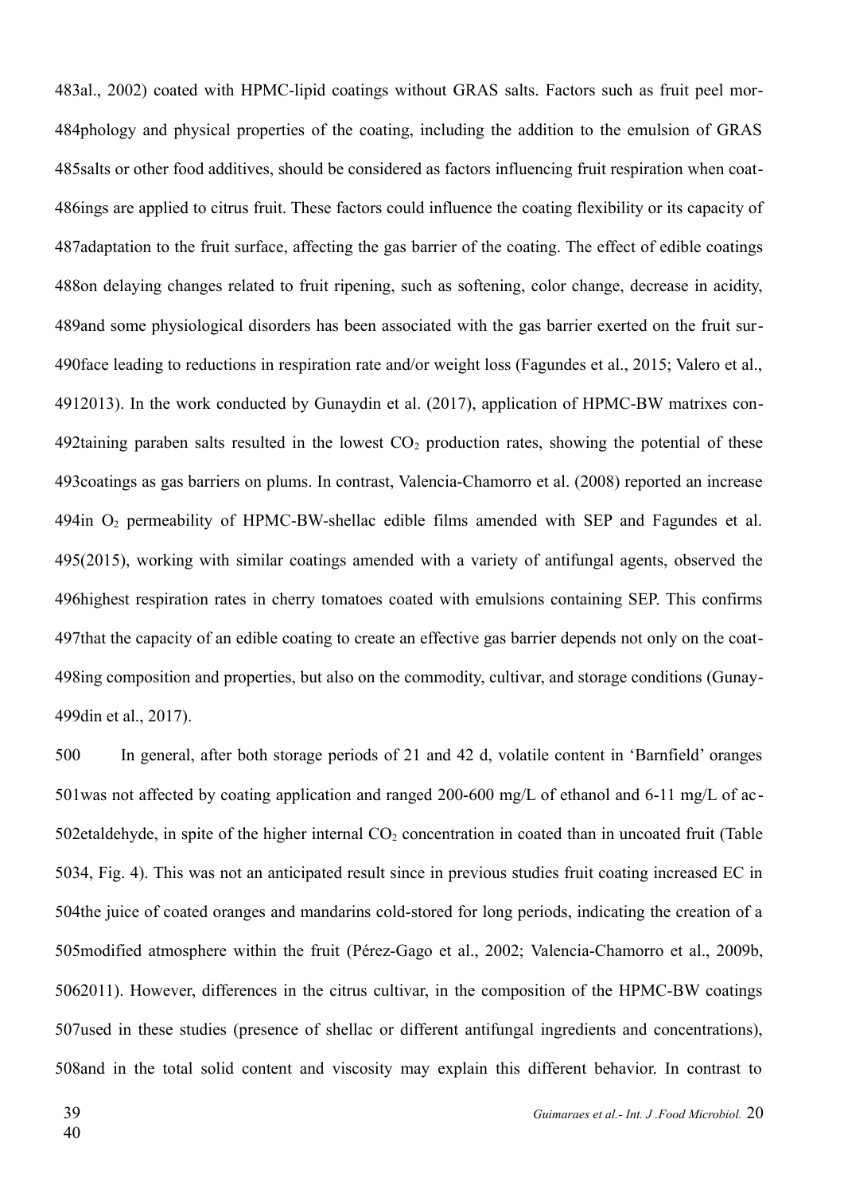al., 2002) coated with HPMC-lipid coatings without GRAS salts. Factors such as fruit peel morphology and physical properties of the coating, including the addition to the emulsion of GRAS salts or other food additives, should be considered as factors influencing fruit respiration when coatings are applied to citrus fruit. These factors could influence the coating flexibility or its capacity of adaptation to the fruit surface, affecting the gas barrier of the coating. The effect of edible coatings on delaying changes related to fruit ripening, such as softening, color change, decrease in acidity, and some physiological disorders has been associated with the gas barrier exerted on the fruit surface leading to reductions in respiration rate and/or weight loss (Fagundes et al., 2015; Valero et al., 2013). In the work conducted by Gunaydin et al. (2017), application of HPMC-BW matrixes containing paraben salts resulted in the lowest $CO_2$ production rates, showing the potential of these coatings as gas barriers on plums. In contrast, Valencia-Chamorro et al. (2008) reported an increase in $O_2$ permeability of HPMC-BW-shellac edible films amended with SEP and Fagundes et al. (2015), working with similar coatings amended with a variety of antifungal agents, observed the highest respiration rates in cherry tomatoes coated with emulsions containing SEP. This confirms that the capacity of an edible coating to create an effective gas barrier depends not only on the coating composition and properties, but also on the commodity, cultivar, and storage conditions (Gunaydin et al., 2017).

In general, after both storage periods of 21 and 42 d, volatile content in 'Barnfield' oranges was not affected by coating application and ranged 200-600 mg/L of ethanol and 6-11 mg/L of acetaldehyde, in spite of the higher internal $CO_2$ concentration in coated than in uncoated fruit (Table 4, Fig. 4). This was not an anticipated result since in previous studies fruit coating increased EC in the juice of coated oranges and mandarins cold-stored for long periods, indicating the creation of a modified atmosphere within the fruit (Pérez-Gago et al., 2002; Valencia-Chamorro et al., 2009b, 2011). However, differences in the citrus cultivar, in the composition of the HPMC-BW coatings used in these studies (presence of shellac or different antifungal ingredients and concentrations), and in the total solid content and viscosity may explain this different behavior. In contrast to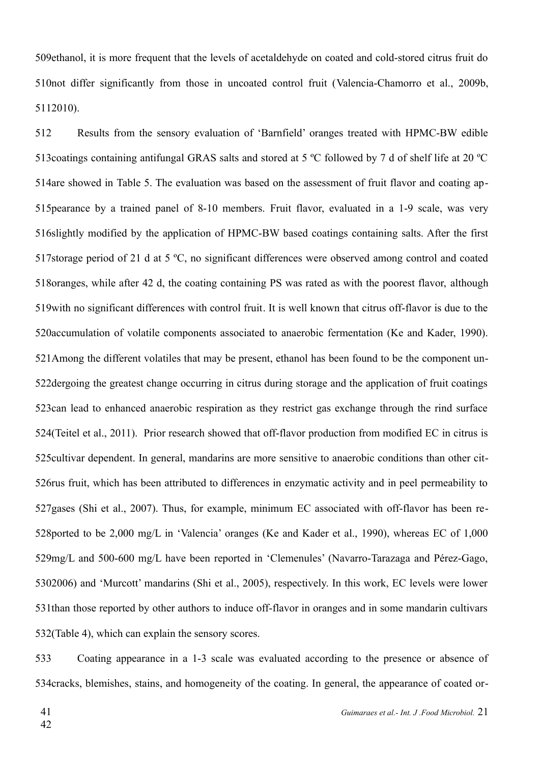ethanol, it is more frequent that the levels of acetaldehyde on coated and cold-stored citrus fruit do not differ significantly from those in uncoated control fruit (Valencia-Chamorro et al., 2009b, 2010).

Results from the sensory evaluation of 'Barnfield' oranges treated with HPMC-BW edible coatings containing antifungal GRAS salts and stored at 5 ºC followed by 7 d of shelf life at 20 ºC are showed in Table 5. The evaluation was based on the assessment of fruit flavor and coating appearance by a trained panel of 8-10 members. Fruit flavor, evaluated in a 1-9 scale, was very slightly modified by the application of HPMC-BW based coatings containing salts. After the first storage period of 21 d at 5 ºC, no significant differences were observed among control and coated oranges, while after 42 d, the coating containing PS was rated as with the poorest flavor, although with no significant differences with control fruit. It is well known that citrus off-flavor is due to the accumulation of volatile components associated to anaerobic fermentation (Ke and Kader, 1990). Among the different volatiles that may be present, ethanol has been found to be the component undergoing the greatest change occurring in citrus during storage and the application of fruit coatings can lead to enhanced anaerobic respiration as they restrict gas exchange through the rind surface (Teitel et al., 2011). Prior research showed that off-flavor production from modified EC in citrus is cultivar dependent. In general, mandarins are more sensitive to anaerobic conditions than other citrus fruit, which has been attributed to differences in enzymatic activity and in peel permeability to gases (Shi et al., 2007). Thus, for example, minimum EC associated with off-flavor has been reported to be 2,000 mg/L in 'Valencia' oranges (Ke and Kader et al., 1990), whereas EC of 1,000 mg/L and 500-600 mg/L have been reported in 'Clemenules' (Navarro-Tarazaga and Pérez-Gago, 2006) and 'Murcott' mandarins (Shi et al., 2005), respectively. In this work, EC levels were lower than those reported by other authors to induce off-flavor in oranges and in some mandarin cultivars (Table 4), which can explain the sensory scores.

Coating appearance in a 1-3 scale was evaluated according to the presence or absence of cracks, blemishes, stains, and homogeneity of the coating. In general, the appearance of coated or-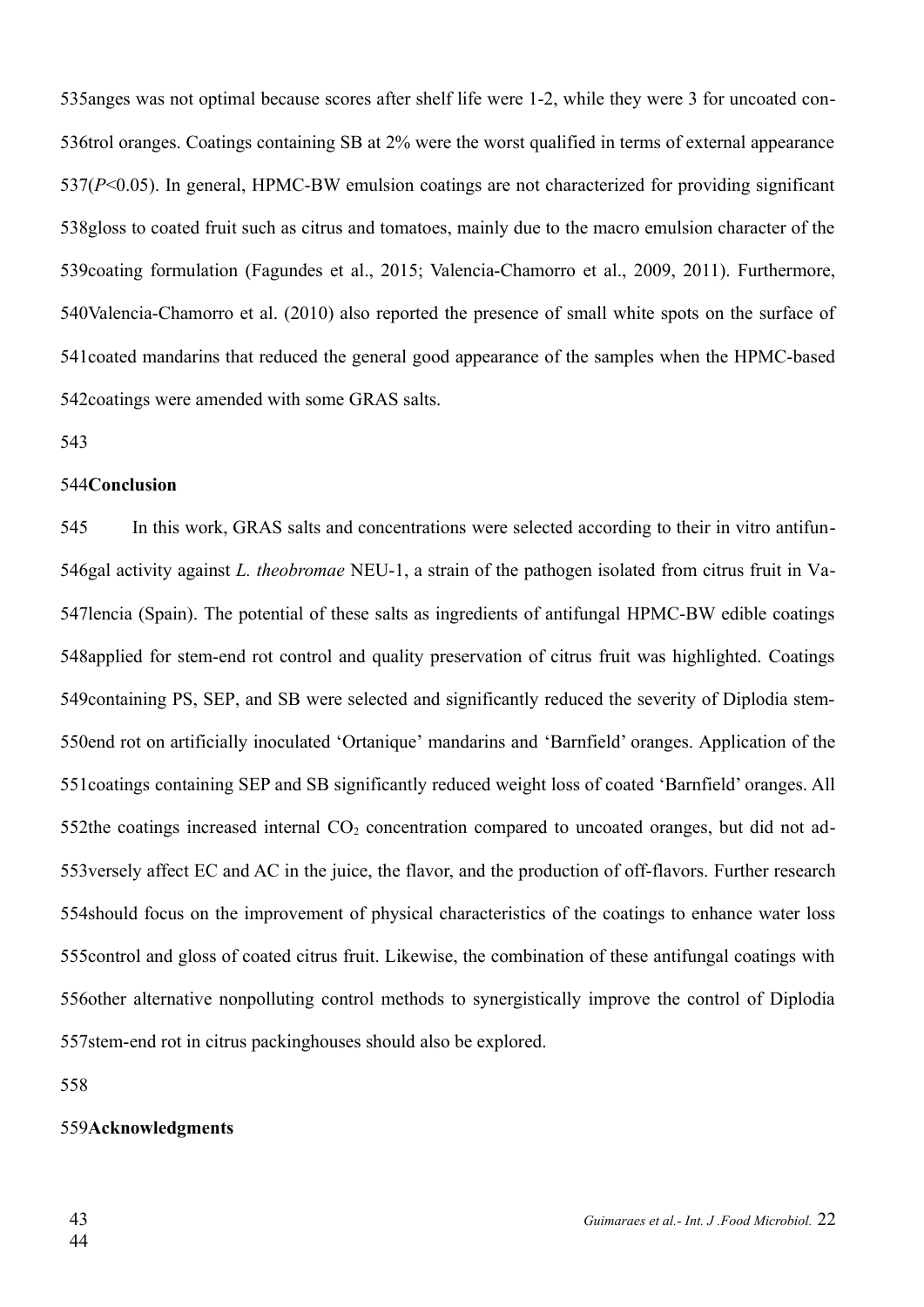anges was not optimal because scores after shelf life were 1-2, while they were 3 for uncoated control oranges. Coatings containing SB at 2% were the worst qualified in terms of external appearance ($P$<0.05). In general, HPMC-BW emulsion coatings are not characterized for providing significant gloss to coated fruit such as citrus and tomatoes, mainly due to the macro emulsion character of the coating formulation (Fagundes et al., 2015; Valencia-Chamorro et al., 2009, 2011). Furthermore, Valencia-Chamorro et al. (2010) also reported the presence of small white spots on the surface of coated mandarins that reduced the general good appearance of the samples when the HPMC-based coatings were amended with some GRAS salts.

## Conclusion

In this work, GRAS salts and concentrations were selected according to their in vitro antifungal activity against *L. theobromae* NEU-1, a strain of the pathogen isolated from citrus fruit in Valencia (Spain). The potential of these salts as ingredients of antifungal HPMC-BW edible coatings applied for stem-end rot control and quality preservation of citrus fruit was highlighted. Coatings containing PS, SEP, and SB were selected and significantly reduced the severity of Diplodia stem-end rot on artificially inoculated 'Ortanique' mandarins and 'Barnfield' oranges. Application of the coatings containing SEP and SB significantly reduced weight loss of coated 'Barnfield' oranges. All the coatings increased internal $CO_2$ concentration compared to uncoated oranges, but did not adversely affect EC and AC in the juice, the flavor, and the production of off-flavors. Further research should focus on the improvement of physical characteristics of the coatings to enhance water loss control and gloss of coated citrus fruit. Likewise, the combination of these antifungal coatings with other alternative nonpolluting control methods to synergistically improve the control of Diplodia stem-end rot in citrus packinghouses should also be explored.

## Acknowledgments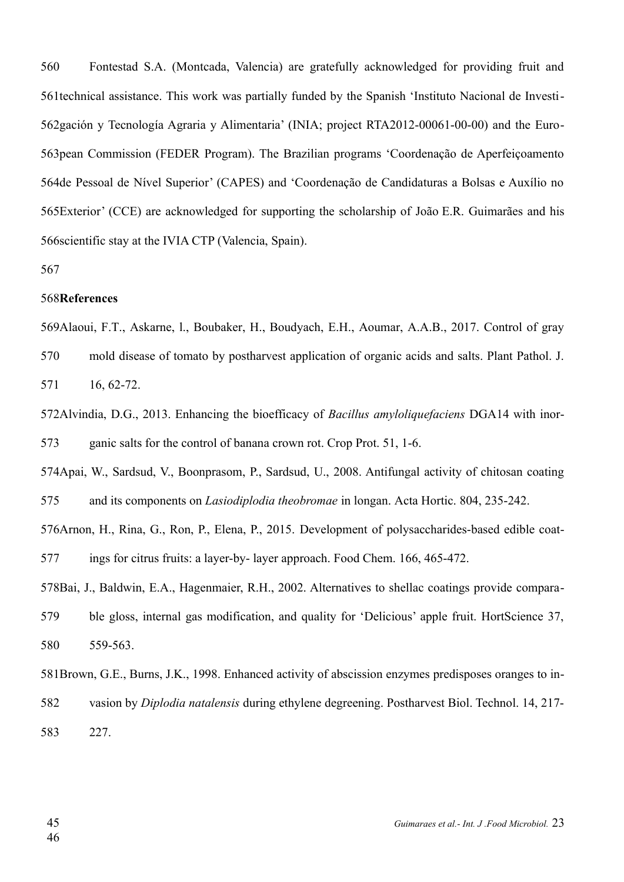Fontestad S.A. (Montcada, Valencia) are gratefully acknowledged for providing fruit and technical assistance. This work was partially funded by the Spanish 'Instituto Nacional de Investigación y Tecnología Agraria y Alimentaria' (INIA; project RTA2012-00061-00-00) and the European Commission (FEDER Program). The Brazilian programs 'Coordenação de Aperfeiçoamento de Pessoal de Nível Superior' (CAPES) and 'Coordenação de Candidaturas a Bolsas e Auxílio no Exterior' (CCE) are acknowledged for supporting the scholarship of João E.R. Guimarães and his scientific stay at the IVIA CTP (Valencia, Spain).

## References

Alaoui, F.T., Askarne, l., Boubaker, H., Boudyach, E.H., Aoumar, A.A.B., 2017. Control of gray mold disease of tomato by postharvest application of organic acids and salts. Plant Pathol. J. 16, 62-72.

Alvindia, D.G., 2013. Enhancing the bioefficacy of *Bacillus amyloliquefaciens* DGA14 with inorganic salts for the control of banana crown rot. Crop Prot. 51, 1-6.

Apai, W., Sardsud, V., Boonprasom, P., Sardsud, U., 2008. Antifungal activity of chitosan coating and its components on *Lasiodiplodia theobromae* in longan. Acta Hortic. 804, 235-242.

Arnon, H., Rina, G., Ron, P., Elena, P., 2015. Development of polysaccharides-based edible coatings for citrus fruits: a layer-by- layer approach. Food Chem. 166, 465-472.

Bai, J., Baldwin, E.A., Hagenmaier, R.H., 2002. Alternatives to shellac coatings provide comparable gloss, internal gas modification, and quality for 'Delicious' apple fruit. HortScience 37, 559-563.

Brown, G.E., Burns, J.K., 1998. Enhanced activity of abscission enzymes predisposes oranges to invasion by *Diplodia natalensis* during ethylene degreening. Postharvest Biol. Technol. 14, 217-227.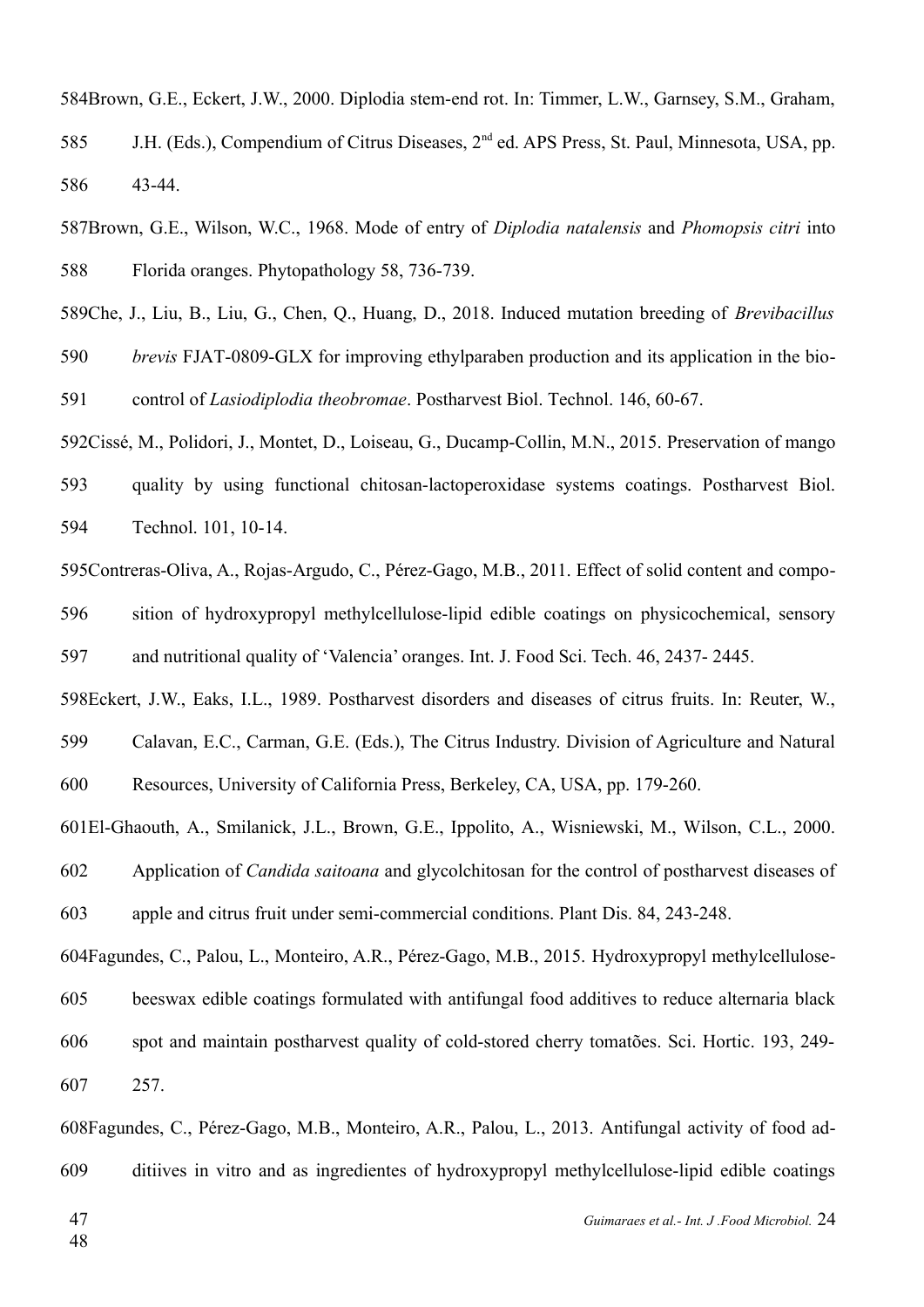Brown, G.E., Eckert, J.W., 2000. Diplodia stem-end rot. In: Timmer, L.W., Garnsey, S.M., Graham, J.H. (Eds.), Compendium of Citrus Diseases, 2nd ed. APS Press, St. Paul, Minnesota, USA, pp. 43-44.

Brown, G.E., Wilson, W.C., 1968. Mode of entry of *Diplodia natalensis* and *Phomopsis citri* into Florida oranges. Phytopathology 58, 736-739.

Che, J., Liu, B., Liu, G., Chen, Q., Huang, D., 2018. Induced mutation breeding of *Brevibacillus brevis* FJAT-0809-GLX for improving ethylparaben production and its application in the bio-control of *Lasiodiplodia theobromae*. Postharvest Biol. Technol. 146, 60-67.

Cissé, M., Polidori, J., Montet, D., Loiseau, G., Ducamp-Collin, M.N., 2015. Preservation of mango quality by using functional chitosan-lactoperoxidase systems coatings. Postharvest Biol. Technol. 101, 10-14.

Contreras-Oliva, A., Rojas-Argudo, C., Pérez-Gago, M.B., 2011. Effect of solid content and composition of hydroxypropyl methylcellulose-lipid edible coatings on physicochemical, sensory and nutritional quality of 'Valencia' oranges. Int. J. Food Sci. Tech. 46, 2437- 2445.

Eckert, J.W., Eaks, I.L., 1989. Postharvest disorders and diseases of citrus fruits. In: Reuter, W., Calavan, E.C., Carman, G.E. (Eds.), The Citrus Industry. Division of Agriculture and Natural Resources, University of California Press, Berkeley, CA, USA, pp. 179-260.

El-Ghaouth, A., Smilanick, J.L., Brown, G.E., Ippolito, A., Wisniewski, M., Wilson, C.L., 2000. Application of *Candida saitoana* and glycolchitosan for the control of postharvest diseases of apple and citrus fruit under semi-commercial conditions. Plant Dis. 84, 243-248.

Fagundes, C., Palou, L., Monteiro, A.R., Pérez-Gago, M.B., 2015. Hydroxypropyl methylcellulose-beeswax edible coatings formulated with antifungal food additives to reduce alternaria black spot and maintain postharvest quality of cold-stored cherry tomatões. Sci. Hortic. 193, 249-257.

Fagundes, C., Pérez-Gago, M.B., Monteiro, A.R., Palou, L., 2013. Antifungal activity of food additiives in vitro and as ingredientes of hydroxypropyl methylcellulose-lipid edible coatings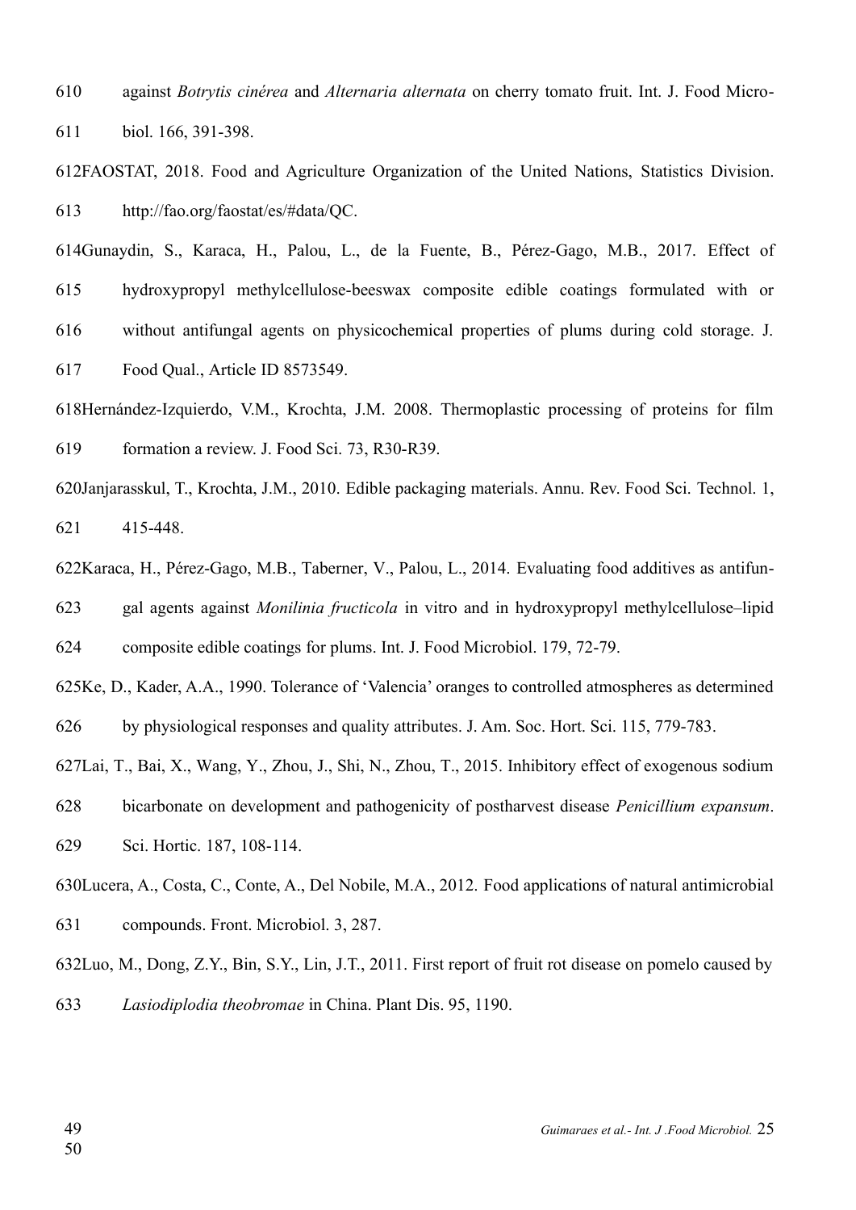against *Botrytis cinérea* and *Alternaria alternata* on cherry tomato fruit. Int. J. Food Microbiol. 166, 391-398.

FAOSTAT, 2018. Food and Agriculture Organization of the United Nations, Statistics Division. http://fao.org/faostat/es/#data/QC.

Gunaydin, S., Karaca, H., Palou, L., de la Fuente, B., Pérez-Gago, M.B., 2017. Effect of hydroxypropyl methylcellulose-beeswax composite edible coatings formulated with or without antifungal agents on physicochemical properties of plums during cold storage. J. Food Qual., Article ID 8573549.

Hernández-Izquierdo, V.M., Krochta, J.M. 2008. Thermoplastic processing of proteins for film formation a review. J. Food Sci. 73, R30-R39.

Janjarasskul, T., Krochta, J.M., 2010. Edible packaging materials. Annu. Rev. Food Sci. Technol. 1, 415-448.

Karaca, H., Pérez-Gago, M.B., Taberner, V., Palou, L., 2014. Evaluating food additives as antifungal agents against *Monilinia fructicola* in vitro and in hydroxypropyl methylcellulose–lipid composite edible coatings for plums. Int. J. Food Microbiol. 179, 72-79.

Ke, D., Kader, A.A., 1990. Tolerance of 'Valencia' oranges to controlled atmospheres as determined by physiological responses and quality attributes. J. Am. Soc. Hort. Sci. 115, 779-783.

Lai, T., Bai, X., Wang, Y., Zhou, J., Shi, N., Zhou, T., 2015. Inhibitory effect of exogenous sodium bicarbonate on development and pathogenicity of postharvest disease *Penicillium expansum*. Sci. Hortic. 187, 108-114.

Lucera, A., Costa, C., Conte, A., Del Nobile, M.A., 2012. Food applications of natural antimicrobial compounds. Front. Microbiol. 3, 287.

Luo, M., Dong, Z.Y., Bin, S.Y., Lin, J.T., 2011. First report of fruit rot disease on pomelo caused by *Lasiodiplodia theobromae* in China. Plant Dis. 95, 1190.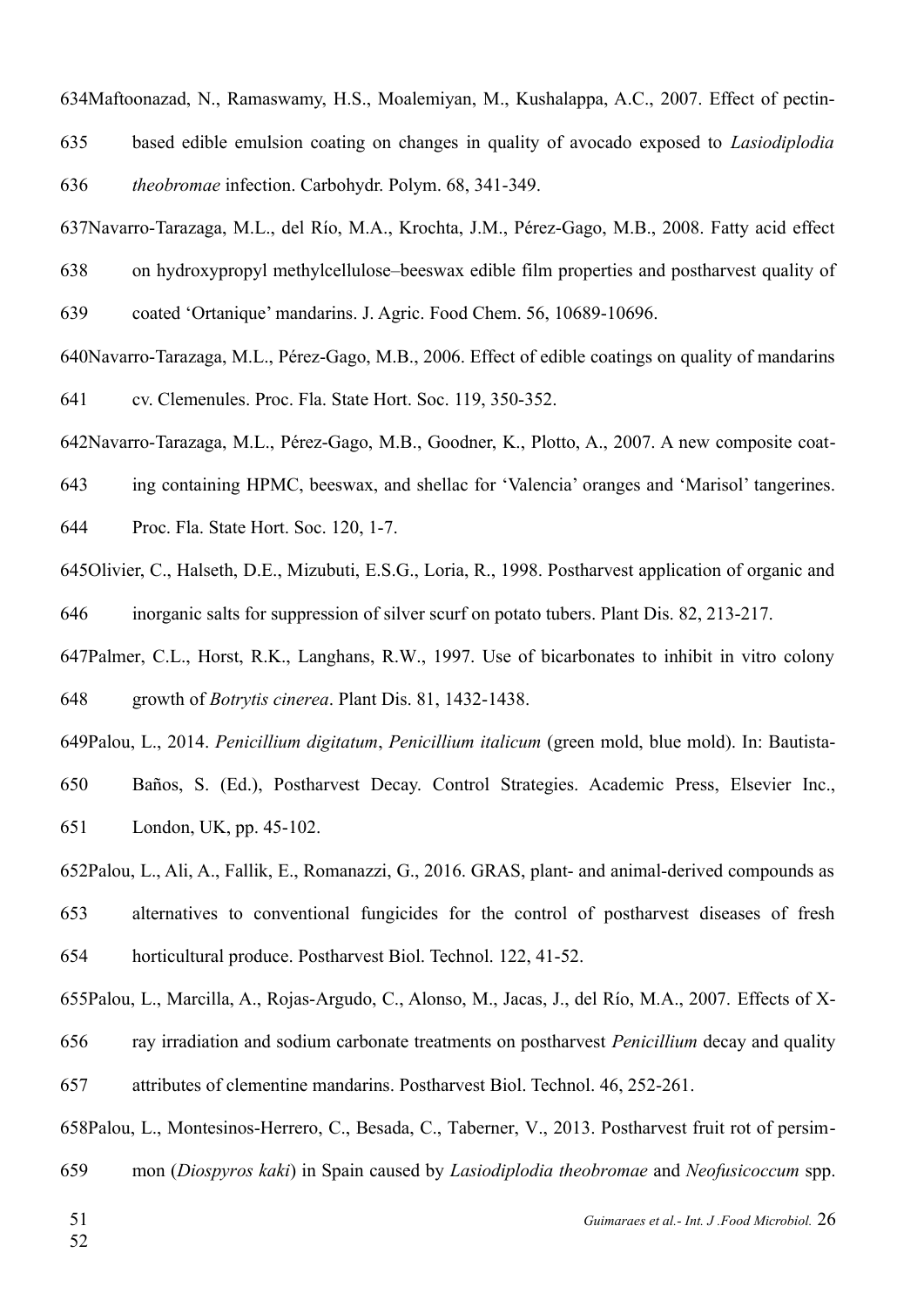634Maftoonazad, N., Ramaswamy, H.S., Moalemiyan, M., Kushalappa, A.C., 2007. Effect of pectin-
635 based edible emulsion coating on changes in quality of avocado exposed to *Lasiodiplodia*
636 *theobromae* infection. Carbohydr. Polym. 68, 341-349.

637Navarro-Tarazaga, M.L., del Río, M.A., Krochta, J.M., Pérez-Gago, M.B., 2008. Fatty acid effect
638 on hydroxypropyl methylcellulose–beeswax edible film properties and postharvest quality of
639 coated 'Ortanique' mandarins. J. Agric. Food Chem. 56, 10689-10696.

640Navarro-Tarazaga, M.L., Pérez-Gago, M.B., 2006. Effect of edible coatings on quality of mandarins
641 cv. Clemenules. Proc. Fla. State Hort. Soc. 119, 350-352.

642Navarro-Tarazaga, M.L., Pérez-Gago, M.B., Goodner, K., Plotto, A., 2007. A new composite coat-
643 ing containing HPMC, beeswax, and shellac for 'Valencia' oranges and 'Marisol' tangerines.
644 Proc. Fla. State Hort. Soc. 120, 1-7.

645Olivier, C., Halseth, D.E., Mizubuti, E.S.G., Loria, R., 1998. Postharvest application of organic and
646 inorganic salts for suppression of silver scurf on potato tubers. Plant Dis. 82, 213-217.

647Palmer, C.L., Horst, R.K., Langhans, R.W., 1997. Use of bicarbonates to inhibit in vitro colony
648 growth of *Botrytis cinerea*. Plant Dis. 81, 1432-1438.

649Palou, L., 2014. *Penicillium digitatum*, *Penicillium italicum* (green mold, blue mold). In: Bautista-
650 Baños, S. (Ed.), Postharvest Decay. Control Strategies. Academic Press, Elsevier Inc.,
651 London, UK, pp. 45-102.

652Palou, L., Ali, A., Fallik, E., Romanazzi, G., 2016. GRAS, plant- and animal-derived compounds as
653 alternatives to conventional fungicides for the control of postharvest diseases of fresh
654 horticultural produce. Postharvest Biol. Technol. 122, 41-52.

655Palou, L., Marcilla, A., Rojas-Argudo, C., Alonso, M., Jacas, J., del Río, M.A., 2007. Effects of X-
656 ray irradiation and sodium carbonate treatments on postharvest *Penicillium* decay and quality
657 attributes of clementine mandarins. Postharvest Biol. Technol. 46, 252-261.

658Palou, L., Montesinos-Herrero, C., Besada, C., Taberner, V., 2013. Postharvest fruit rot of persim-
659 mon (*Diospyros kaki*) in Spain caused by *Lasiodiplodia theobromae* and *Neofusicoccum* spp.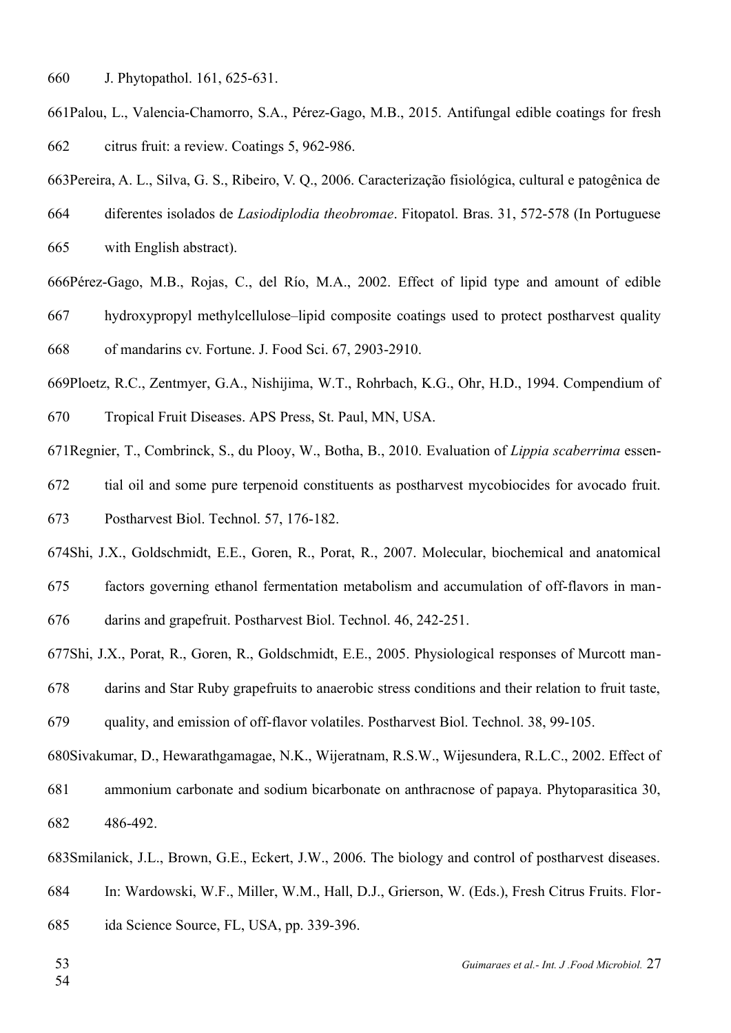J. Phytopathol. 161, 625-631.

Palou, L., Valencia-Chamorro, S.A., Pérez-Gago, M.B., 2015. Antifungal edible coatings for fresh citrus fruit: a review. Coatings 5, 962-986.

Pereira, A. L., Silva, G. S., Ribeiro, V. Q., 2006. Caracterização fisiológica, cultural e patogênica de diferentes isolados de *Lasiodiplodia theobromae*. Fitopatol. Bras. 31, 572-578 (In Portuguese with English abstract).

Pérez-Gago, M.B., Rojas, C., del Río, M.A., 2002. Effect of lipid type and amount of edible hydroxypropyl methylcellulose–lipid composite coatings used to protect postharvest quality of mandarins cv. Fortune. J. Food Sci. 67, 2903-2910.

Ploetz, R.C., Zentmyer, G.A., Nishijima, W.T., Rohrbach, K.G., Ohr, H.D., 1994. Compendium of Tropical Fruit Diseases. APS Press, St. Paul, MN, USA.

Regnier, T., Combrinck, S., du Plooy, W., Botha, B., 2010. Evaluation of *Lippia scaberrima* essential oil and some pure terpenoid constituents as postharvest mycobiocides for avocado fruit. Postharvest Biol. Technol. 57, 176-182.

Shi, J.X., Goldschmidt, E.E., Goren, R., Porat, R., 2007. Molecular, biochemical and anatomical factors governing ethanol fermentation metabolism and accumulation of off-flavors in mandarins and grapefruit. Postharvest Biol. Technol. 46, 242-251.

Shi, J.X., Porat, R., Goren, R., Goldschmidt, E.E., 2005. Physiological responses of Murcott mandarins and Star Ruby grapefruits to anaerobic stress conditions and their relation to fruit taste, quality, and emission of off-flavor volatiles. Postharvest Biol. Technol. 38, 99-105.

Sivakumar, D., Hewarathgamagae, N.K., Wijeratnam, R.S.W., Wijesundera, R.L.C., 2002. Effect of ammonium carbonate and sodium bicarbonate on anthracnose of papaya. Phytoparasitica 30, 486-492.

Smilanick, J.L., Brown, G.E., Eckert, J.W., 2006. The biology and control of postharvest diseases. In: Wardowski, W.F., Miller, W.M., Hall, D.J., Grierson, W. (Eds.), Fresh Citrus Fruits. Florida Science Source, FL, USA, pp. 339-396.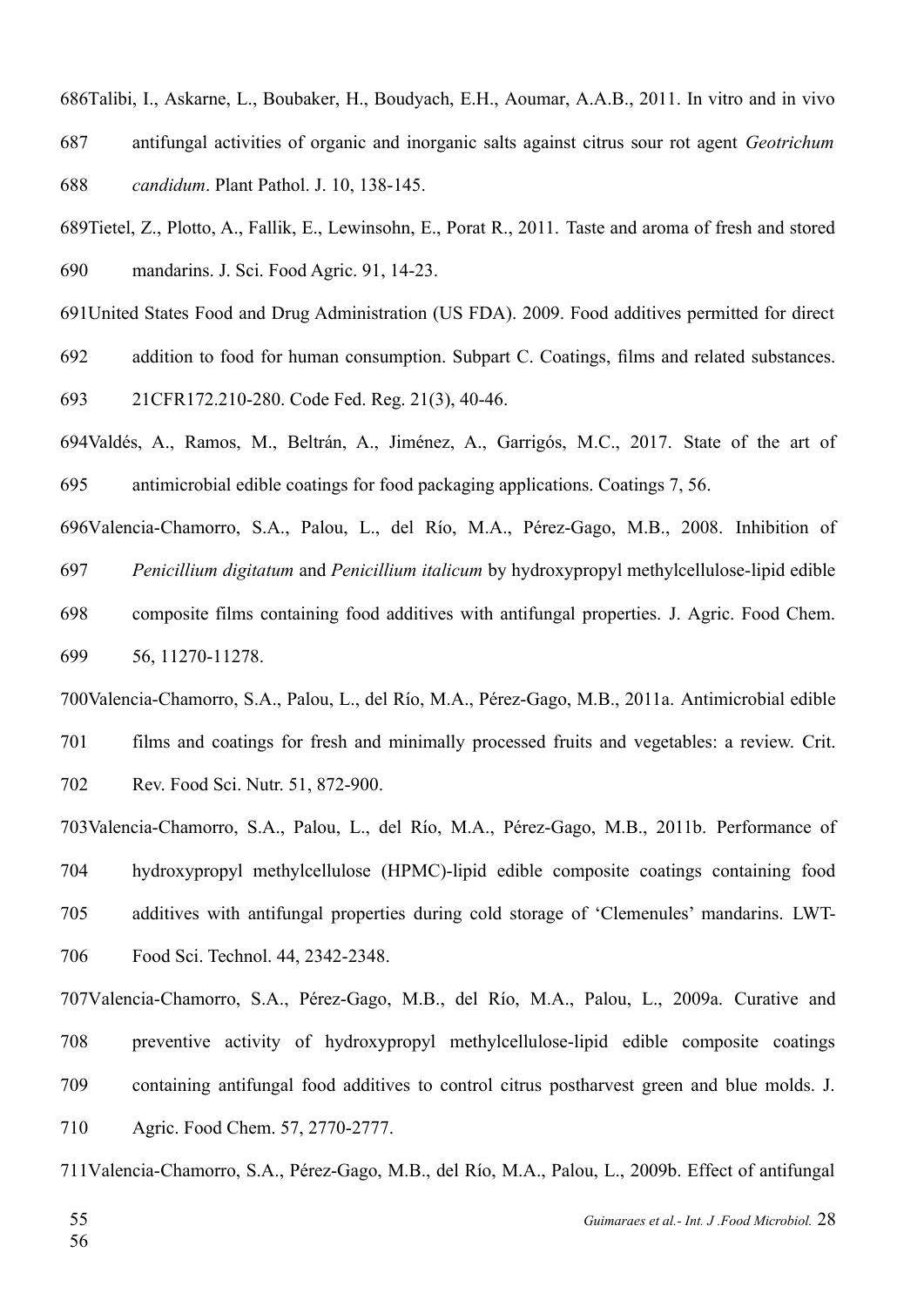Talibi, I., Askarne, L., Boubaker, H., Boudyach, E.H., Aoumar, A.A.B., 2011. In vitro and in vivo antifungal activities of organic and inorganic salts against citrus sour rot agent *Geotrichum candidum*. Plant Pathol. J. 10, 138-145.

Tietel, Z., Plotto, A., Fallik, E., Lewinsohn, E., Porat R., 2011. Taste and aroma of fresh and stored mandarins. J. Sci. Food Agric. 91, 14-23.

United States Food and Drug Administration (US FDA). 2009. Food additives permitted for direct addition to food for human consumption. Subpart C. Coatings, films and related substances. 21CFR172.210-280. Code Fed. Reg. 21(3), 40-46.

Valdés, A., Ramos, M., Beltrán, A., Jiménez, A., Garrigós, M.C., 2017. State of the art of antimicrobial edible coatings for food packaging applications. Coatings 7, 56.

Valencia-Chamorro, S.A., Palou, L., del Río, M.A., Pérez-Gago, M.B., 2008. Inhibition of *Penicillium digitatum* and *Penicillium italicum* by hydroxypropyl methylcellulose-lipid edible composite films containing food additives with antifungal properties. J. Agric. Food Chem. 56, 11270-11278.

Valencia-Chamorro, S.A., Palou, L., del Río, M.A., Pérez-Gago, M.B., 2011a. Antimicrobial edible films and coatings for fresh and minimally processed fruits and vegetables: a review. Crit. Rev. Food Sci. Nutr. 51, 872-900.

Valencia-Chamorro, S.A., Palou, L., del Río, M.A., Pérez-Gago, M.B., 2011b. Performance of hydroxypropyl methylcellulose (HPMC)-lipid edible composite coatings containing food additives with antifungal properties during cold storage of 'Clemenules' mandarins. LWT-Food Sci. Technol. 44, 2342-2348.

Valencia-Chamorro, S.A., Pérez-Gago, M.B., del Río, M.A., Palou, L., 2009a. Curative and preventive activity of hydroxypropyl methylcellulose-lipid edible composite coatings containing antifungal food additives to control citrus postharvest green and blue molds. J. Agric. Food Chem. 57, 2770-2777.

Valencia-Chamorro, S.A., Pérez-Gago, M.B., del Río, M.A., Palou, L., 2009b. Effect of antifungal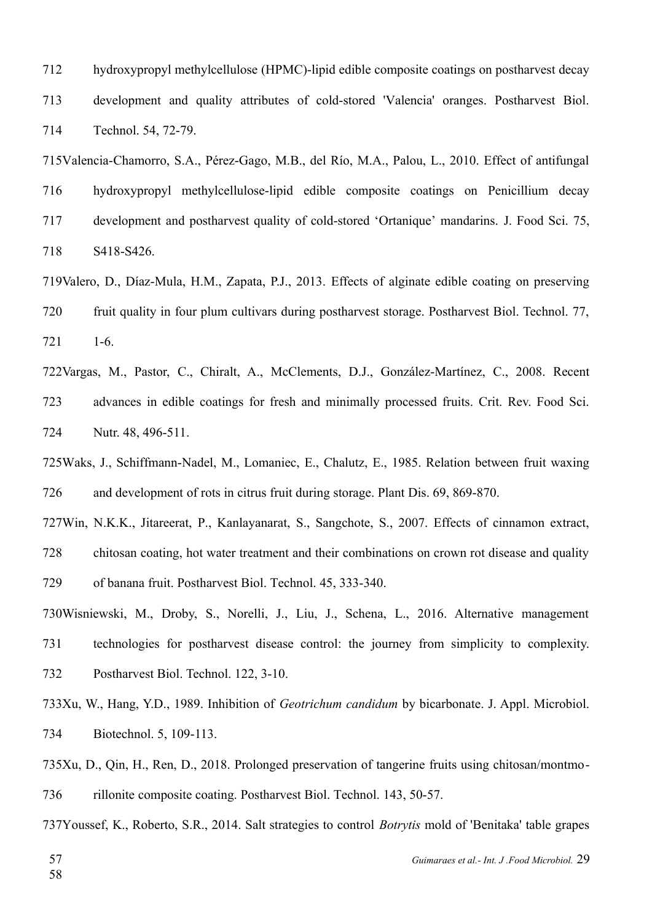hydroxypropyl methylcellulose (HPMC)-lipid edible composite coatings on postharvest decay development and quality attributes of cold-stored 'Valencia' oranges. Postharvest Biol. Technol. 54, 72-79.

Valencia-Chamorro, S.A., Pérez-Gago, M.B., del Río, M.A., Palou, L., 2010. Effect of antifungal hydroxypropyl methylcellulose-lipid edible composite coatings on Penicillium decay development and postharvest quality of cold-stored 'Ortanique' mandarins. J. Food Sci. 75, S418-S426.

Valero, D., Díaz-Mula, H.M., Zapata, P.J., 2013. Effects of alginate edible coating on preserving fruit quality in four plum cultivars during postharvest storage. Postharvest Biol. Technol. 77, 1-6.

Vargas, M., Pastor, C., Chiralt, A., McClements, D.J., González-Martínez, C., 2008. Recent advances in edible coatings for fresh and minimally processed fruits. Crit. Rev. Food Sci. Nutr. 48, 496-511.

Waks, J., Schiffmann-Nadel, M., Lomaniec, E., Chalutz, E., 1985. Relation between fruit waxing and development of rots in citrus fruit during storage. Plant Dis. 69, 869-870.

Win, N.K.K., Jitareerat, P., Kanlayanarat, S., Sangchote, S., 2007. Effects of cinnamon extract, chitosan coating, hot water treatment and their combinations on crown rot disease and quality of banana fruit. Postharvest Biol. Technol. 45, 333-340.

Wisniewski, M., Droby, S., Norelli, J., Liu, J., Schena, L., 2016. Alternative management technologies for postharvest disease control: the journey from simplicity to complexity. Postharvest Biol. Technol. 122, 3-10.

Xu, W., Hang, Y.D., 1989. Inhibition of *Geotrichum candidum* by bicarbonate. J. Appl. Microbiol. Biotechnol. 5, 109-113.

Xu, D., Qin, H., Ren, D., 2018. Prolonged preservation of tangerine fruits using chitosan/montmorillonite composite coating. Postharvest Biol. Technol. 143, 50-57.

Youssef, K., Roberto, S.R., 2014. Salt strategies to control *Botrytis* mold of 'Benitaka' table grapes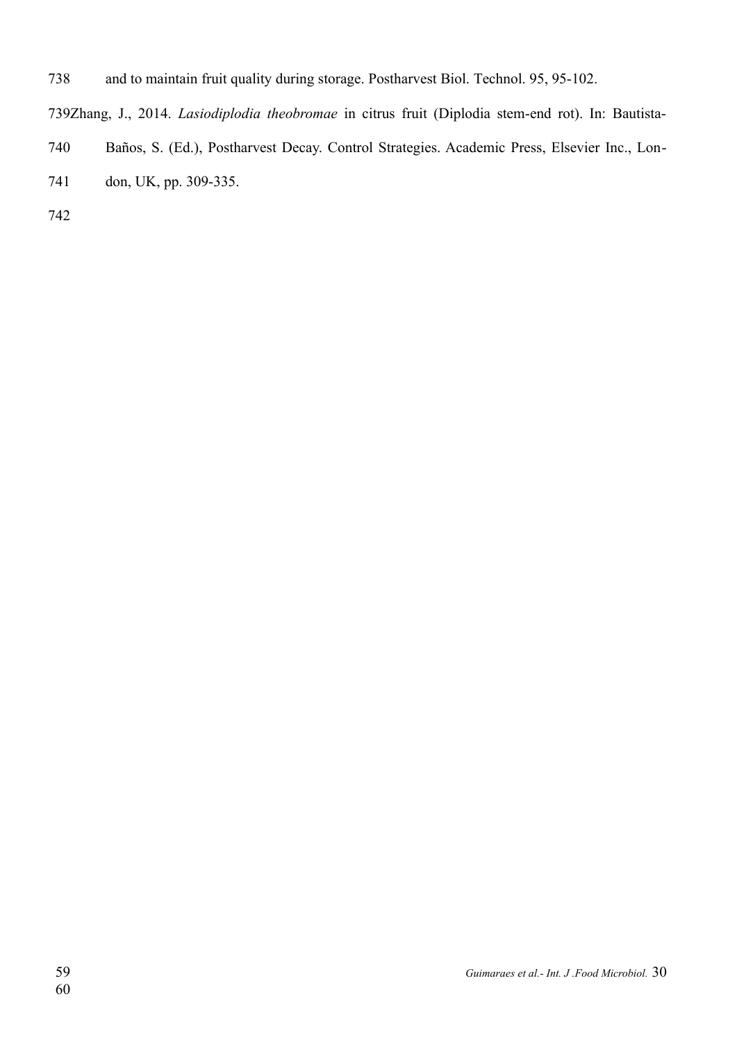and to maintain fruit quality during storage. Postharvest Biol. Technol. 95, 95-102.

Zhang, J., 2014. *Lasiodiplodia theobromae* in citrus fruit (Diplodia stem-end rot). In: Bautista-Baños, S. (Ed.), Postharvest Decay. Control Strategies. Academic Press, Elsevier Inc., London, UK, pp. 309-335.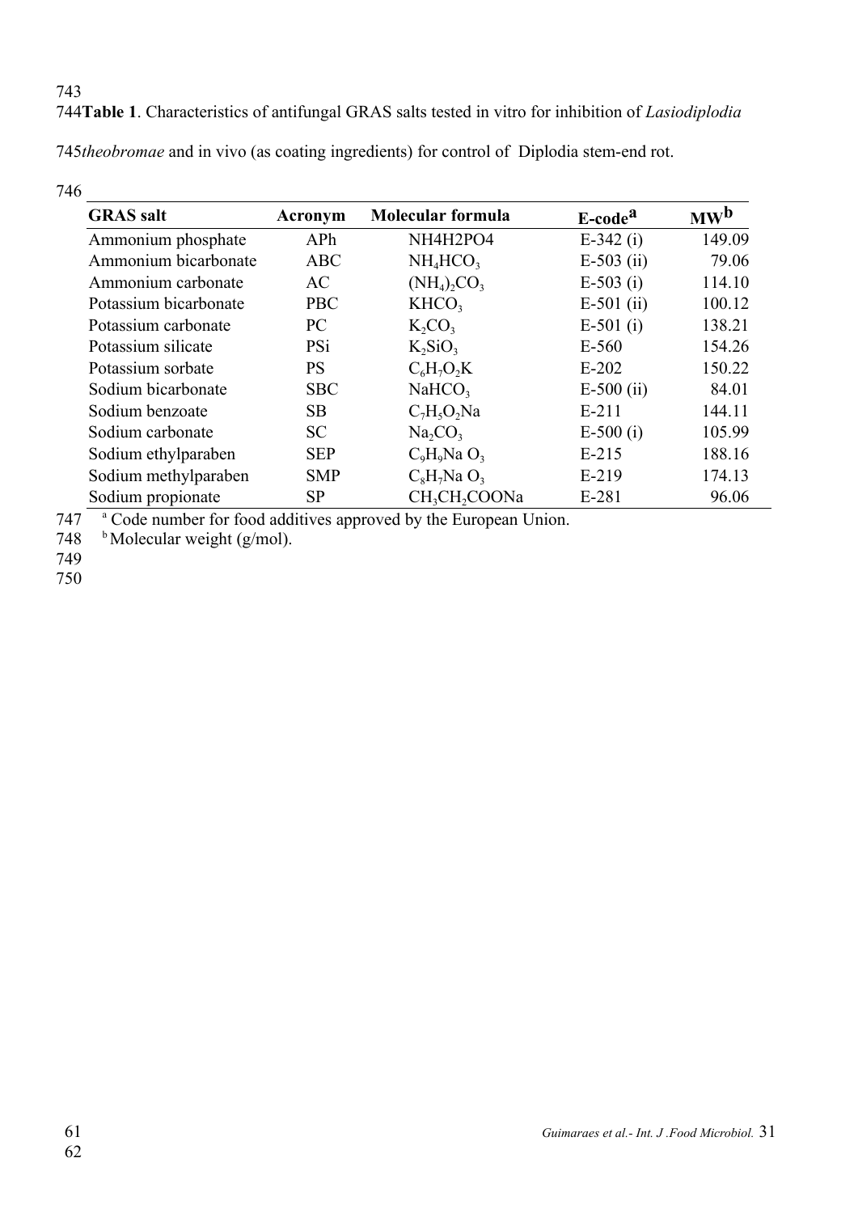**Table 1**. Characteristics of antifungal GRAS salts tested in vitro for inhibition of *Lasiodiplodia theobromae* and in vivo (as coating ingredients) for control of Diplodia stem-end rot.

| GRAS salt | Acronym | Molecular formula | E-code[a] | MW[b] |
|---|---|---|---|---|
| Ammonium phosphate | APh | NH4H2PO4 | E-342 (i) | 149.09 |
| Ammonium bicarbonate | ABC | $NH_4HCO_3$ | E-503 (ii) | 79.06 |
| Ammonium carbonate | AC | $(NH_4)_2CO_3$ | E-503 (i) | 114.10 |
| Potassium bicarbonate | PBC | $KHCO_3$ | E-501 (ii) | 100.12 |
| Potassium carbonate | PC | $K_2CO_3$ | E-501 (i) | 138.21 |
| Potassium silicate | PSi | $K_2SiO_3$ | E-560 | 154.26 |
| Potassium sorbate | PS | $C_6H_7O_2K$ | E-202 | 150.22 |
| Sodium bicarbonate | SBC | $NaHCO_3$ | E-500 (ii) | 84.01 |
| Sodium benzoate | SB | $C_7H_5O_2Na$ | E-211 | 144.11 |
| Sodium carbonate | SC | $Na_2CO_3$ | E-500 (i) | 105.99 |
| Sodium ethylparaben | SEP | $C_9H_9Na O_3$ | E-215 | 188.16 |
| Sodium methylparaben | SMP | $C_8H_7Na O_3$ | E-219 | 174.13 |
| Sodium propionate | SP | $CH_3CH_2COONa$ | E-281 | 96.06 |

[a] Code number for food additives approved by the European Union.
[b] Molecular weight (g/mol).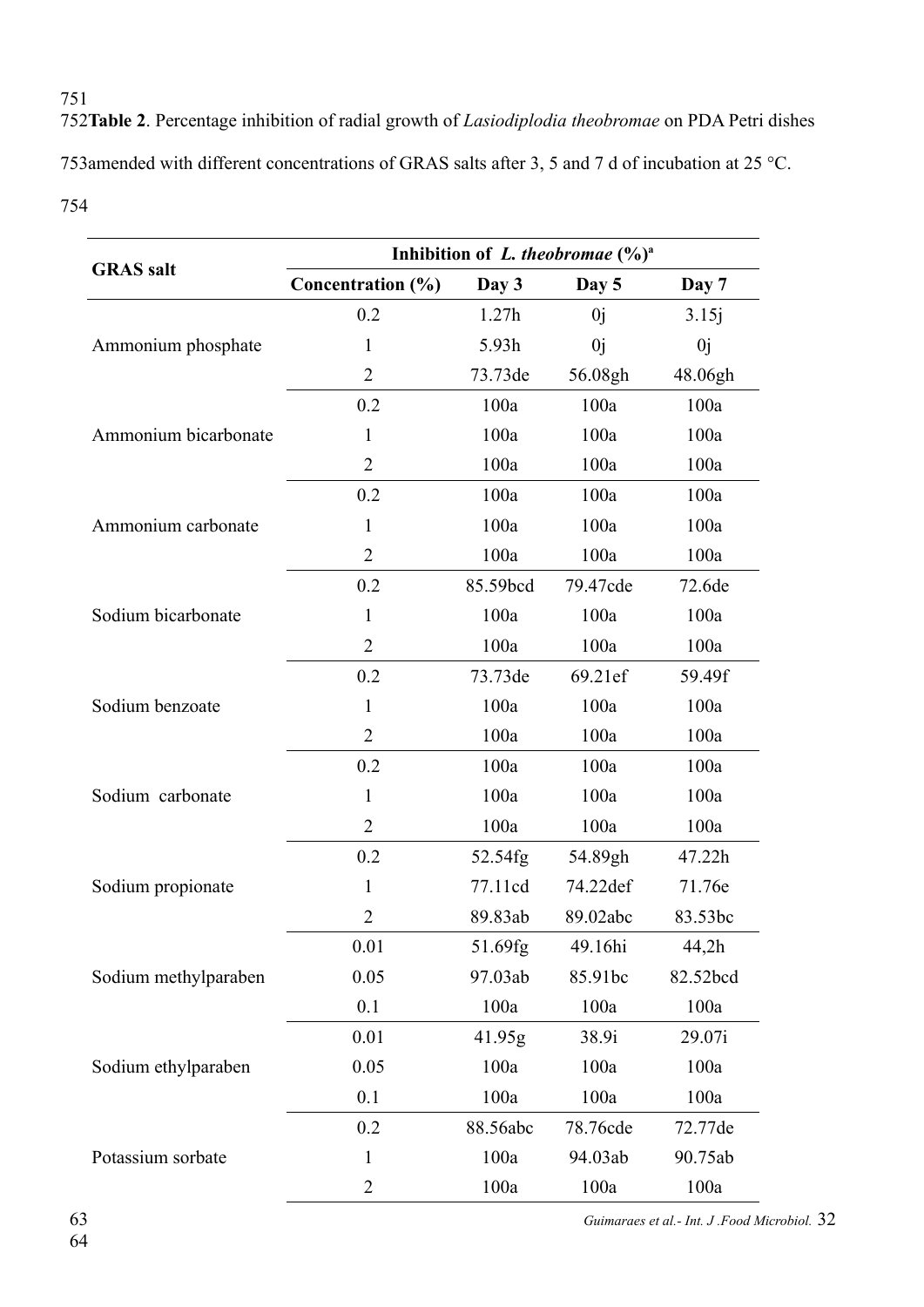**Table 2**. Percentage inhibition of radial growth of *Lasiodiplodia theobromae* on PDA Petri dishes amended with different concentrations of GRAS salts after 3, 5 and 7 d of incubation at 25 °C.

| GRAS salt | Inhibition of *L. theobromae* (%)[a] | | | |
|---|---|---|---|---|
| | Concentration (%) | Day 3 | Day 5 | Day 7 |
| Ammonium phosphate | 0.2 | 1.27h | 0j | 3.15j |
| | 1 | 5.93h | 0j | 0j |
| | 2 | 73.73de | 56.08gh | 48.06gh |
| Ammonium bicarbonate | 0.2 | 100a | 100a | 100a |
| | 1 | 100a | 100a | 100a |
| | 2 | 100a | 100a | 100a |
| Ammonium carbonate | 0.2 | 100a | 100a | 100a |
| | 1 | 100a | 100a | 100a |
| | 2 | 100a | 100a | 100a |
| Sodium bicarbonate | 0.2 | 85.59bcd | 79.47cde | 72.6de |
| | 1 | 100a | 100a | 100a |
| | 2 | 100a | 100a | 100a |
| Sodium benzoate | 0.2 | 73.73de | 69.21ef | 59.49f |
| | 1 | 100a | 100a | 100a |
| | 2 | 100a | 100a | 100a |
| Sodium carbonate | 0.2 | 100a | 100a | 100a |
| | 1 | 100a | 100a | 100a |
| | 2 | 100a | 100a | 100a |
| Sodium propionate | 0.2 | 52.54fg | 54.89gh | 47.22h |
| | 1 | 77.11cd | 74.22def | 71.76e |
| | 2 | 89.83ab | 89.02abc | 83.53bc |
| Sodium methylparaben | 0.01 | 51.69fg | 49.16hi | 44,2h |
| | 0.05 | 97.03ab | 85.91bc | 82.52bcd |
| | 0.1 | 100a | 100a | 100a |
| Sodium ethylparaben | 0.01 | 41.95g | 38.9i | 29.07i |
| | 0.05 | 100a | 100a | 100a |
| | 0.1 | 100a | 100a | 100a |
| Potassium sorbate | 0.2 | 88.56abc | 78.76cde | 72.77de |
| | 1 | 100a | 94.03ab | 90.75ab |
| | 2 | 100a | 100a | 100a |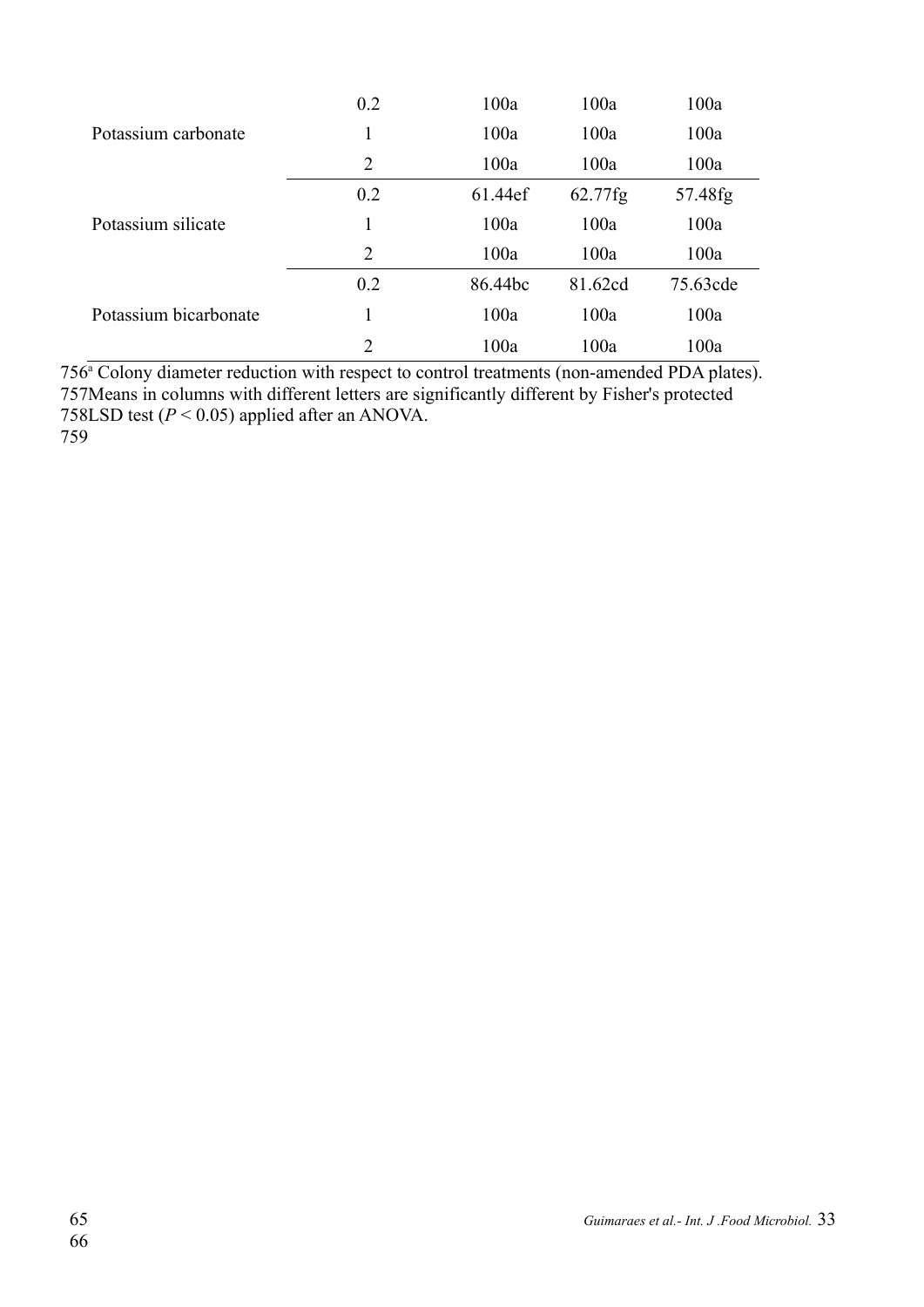| | | | | |
|---|---|---|---|---|
| | 0.2 | 100a | 100a | 100a |
| Potassium carbonate | 1 | 100a | 100a | 100a |
| | 2 | 100a | 100a | 100a |
| | 0.2 | 61.44ef | 62.77fg | 57.48fg |
| Potassium silicate | 1 | 100a | 100a | 100a |
| | 2 | 100a | 100a | 100a |
| | 0.2 | 86.44bc | 81.62cd | 75.63cde |
| Potassium bicarbonate | 1 | 100a | 100a | 100a |
| | 2 | 100a | 100a | 100a |

756[a] Colony diameter reduction with respect to control treatments (non-amended PDA plates).
757Means in columns with different letters are significantly different by Fisher's protected
758LSD test ($P < 0.05$) applied after an ANOVA.
759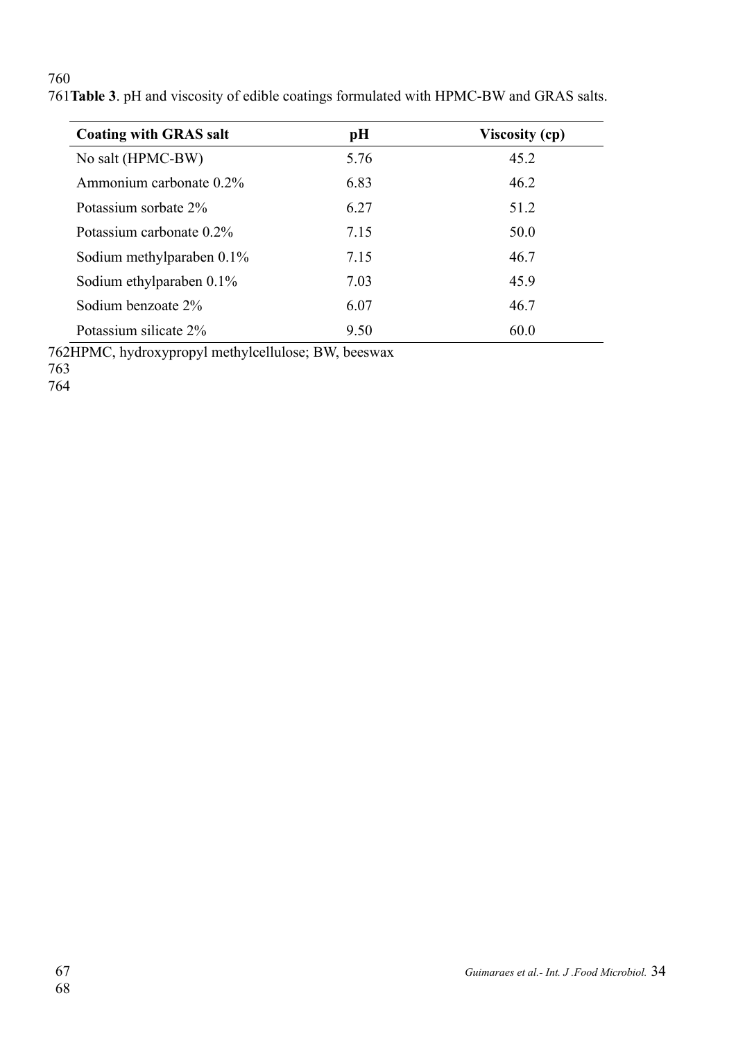**Table 3**. pH and viscosity of edible coatings formulated with HPMC-BW and GRAS salts.

| Coating with GRAS salt | pH | Viscosity (cp) |
|---|---|---|
| No salt (HPMC-BW) | 5.76 | 45.2 |
| Ammonium carbonate 0.2% | 6.83 | 46.2 |
| Potassium sorbate 2% | 6.27 | 51.2 |
| Potassium carbonate 0.2% | 7.15 | 50.0 |
| Sodium methylparaben 0.1% | 7.15 | 46.7 |
| Sodium ethylparaben 0.1% | 7.03 | 45.9 |
| Sodium benzoate 2% | 6.07 | 46.7 |
| Potassium silicate 2% | 9.50 | 60.0 |

HPMC, hydroxypropyl methylcellulose; BW, beeswax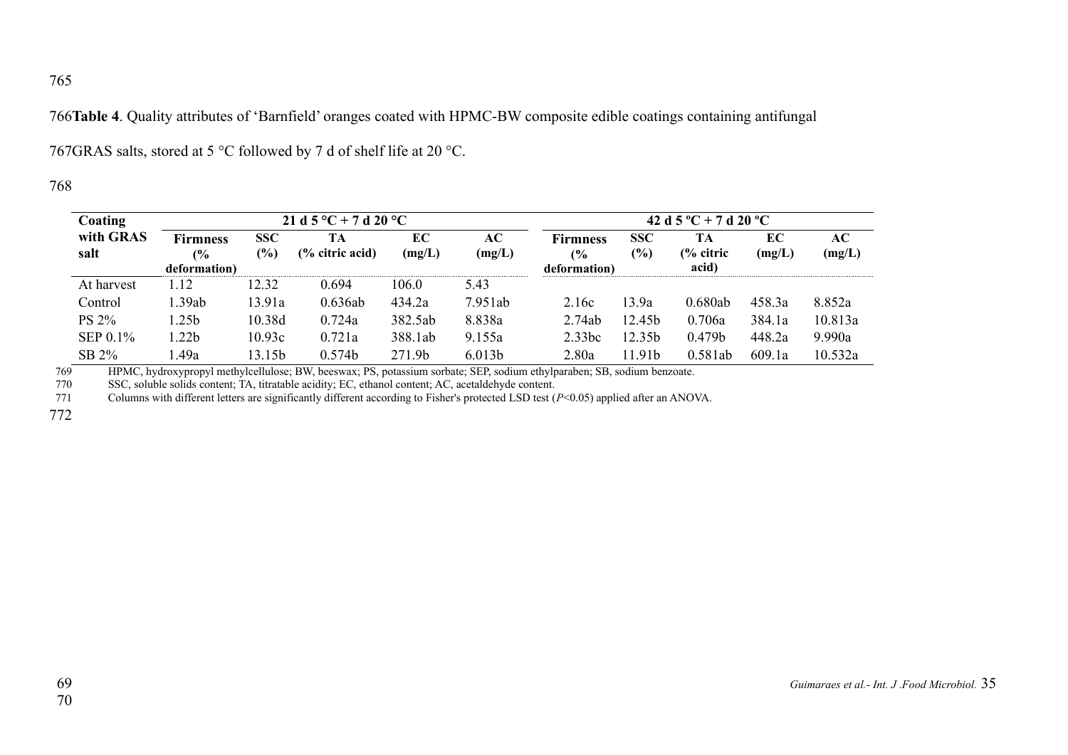**Table 4**. Quality attributes of 'Barnfield' oranges coated with HPMC-BW composite edible coatings containing antifungal GRAS salts, stored at 5 °C followed by 7 d of shelf life at 20 °C.

| Coating with GRAS salt | 21 d 5 °C + 7 d 20 °C | | | | | 42 d 5 ºC + 7 d 20 ºC | | | | |
|---|---|---|---|---|---|---|---|---|---|---|
| | Firmness (% deformation) | SSC (%) | TA (% citric acid) | EC (mg/L) | AC (mg/L) | Firmness (% deformation) | SSC (%) | TA (% citric acid) | EC (mg/L) | AC (mg/L) |
| At harvest | 1.12 | 12.32 | 0.694 | 106.0 | 5.43 | | | | | |
| Control | 1.39ab | 13.91a | 0.636ab | 434.2a | 7.951ab | 2.16c | 13.9a | 0.680ab | 458.3a | 8.852a |
| PS 2% | 1.25b | 10.38d | 0.724a | 382.5ab | 8.838a | 2.74ab | 12.45b | 0.706a | 384.1a | 10.813a |
| SEP 0.1% | 1.22b | 10.93c | 0.721a | 388.1ab | 9.155a | 2.33bc | 12.35b | 0.479b | 448.2a | 9.990a |
| SB 2% | 1.49a | 13.15b | 0.574b | 271.9b | 6.013b | 2.80a | 11.91b | 0.581ab | 609.1a | 10.532a |

HPMC, hydroxypropyl methylcellulose; BW, beeswax; PS, potassium sorbate; SEP, sodium ethylparaben; SB, sodium benzoate.

SSC, soluble solids content; TA, titratable acidity; EC, ethanol content; AC, acetaldehyde content.

Columns with different letters are significantly different according to Fisher's protected LSD test ($P<0.05$) applied after an ANOVA.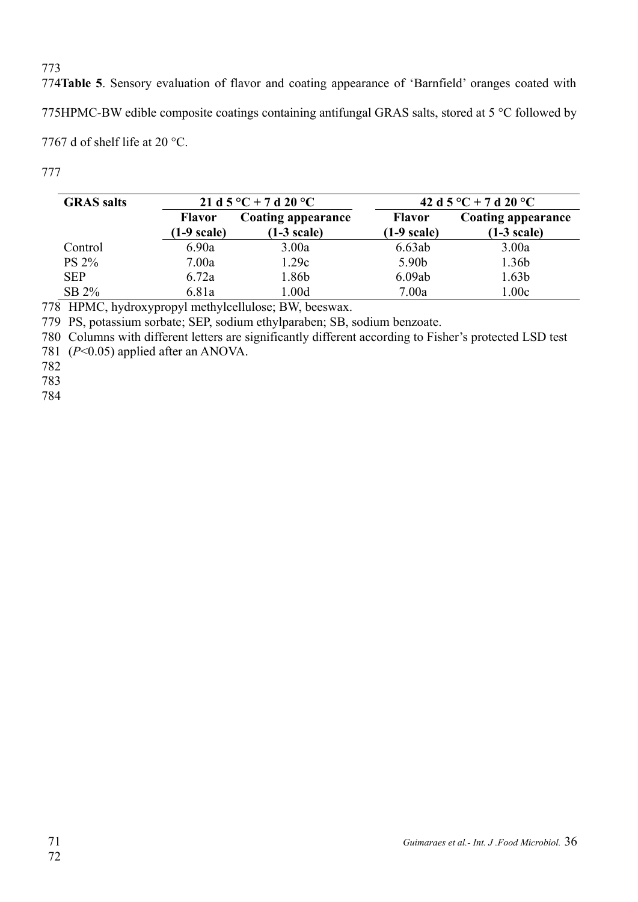**Table 5**. Sensory evaluation of flavor and coating appearance of 'Barnfield' oranges coated with HPMC-BW edible composite coatings containing antifungal GRAS salts, stored at 5 °C followed by 7 d of shelf life at 20 °C.

| GRAS salts | 21 d 5 °C + 7 d 20 °C | | 42 d 5 °C + 7 d 20 °C | |
|---|---|---|---|---|
| | Flavor (1-9 scale) | Coating appearance (1-3 scale) | Flavor (1-9 scale) | Coating appearance (1-3 scale) |
| Control | 6.90a | 3.00a | 6.63ab | 3.00a |
| PS 2% | 7.00a | 1.29c | 5.90b | 1.36b |
| SEP | 6.72a | 1.86b | 6.09ab | 1.63b |
| SB 2% | 6.81a | 1.00d | 7.00a | 1.00c |

HPMC, hydroxypropyl methylcellulose; BW, beeswax.

PS, potassium sorbate; SEP, sodium ethylparaben; SB, sodium benzoate.

Columns with different letters are significantly different according to Fisher's protected LSD test ($P<0.05$) applied after an ANOVA.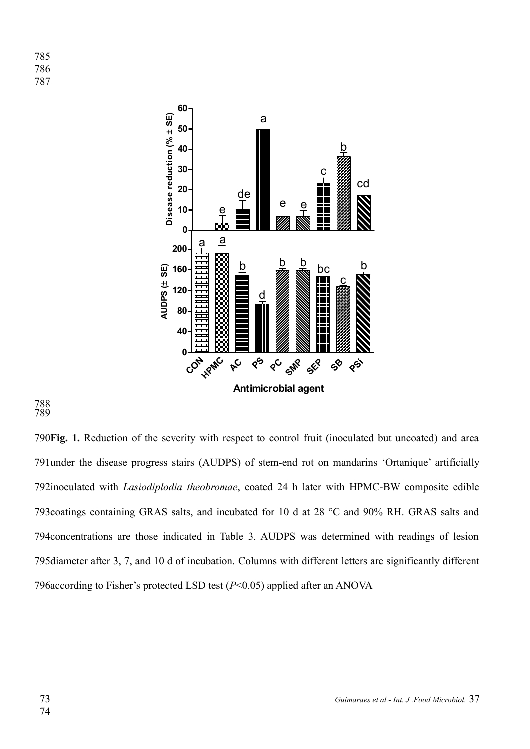**Fig. 1.** Reduction of the severity with respect to control fruit (inoculated but uncoated) and area under the disease progress stairs (AUDPS) of stem-end rot on mandarins 'Ortanique' artificially inoculated with *Lasiodiplodia theobromae*, coated 24 h later with HPMC-BW composite edible coatings containing GRAS salts, and incubated for 10 d at 28 °C and 90% RH. GRAS salts and concentrations are those indicated in Table 3. AUDPS was determined with readings of lesion diameter after 3, 7, and 10 d of incubation. Columns with different letters are significantly different according to Fisher's protected LSD test ($P<0.05$) applied after an ANOVA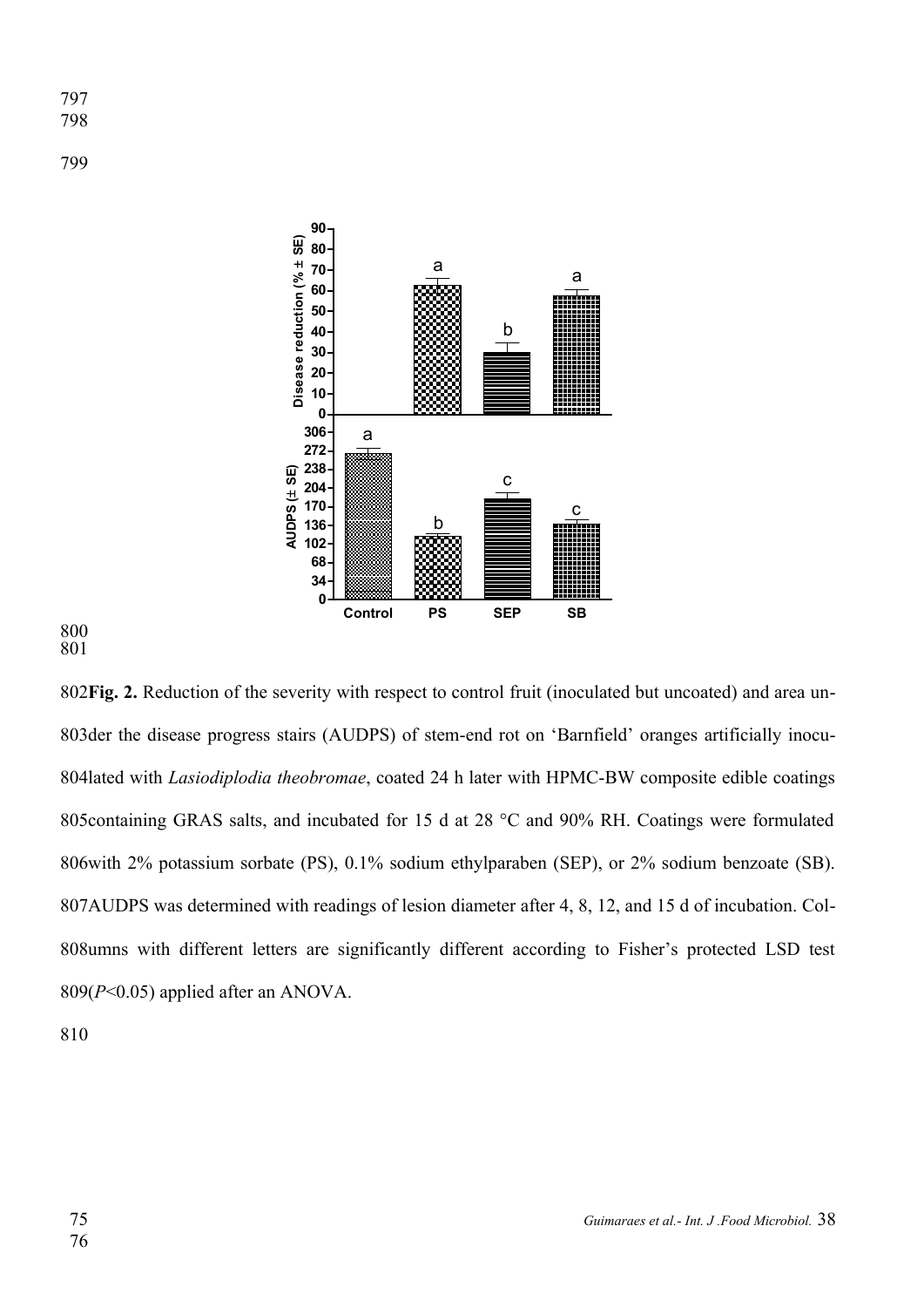**Fig. 2.** Reduction of the severity with respect to control fruit (inoculated but uncoated) and area under the disease progress stairs (AUDPS) of stem-end rot on 'Barnfield' oranges artificially inoculated with *Lasiodiplodia theobromae*, coated 24 h later with HPMC-BW composite edible coatings containing GRAS salts, and incubated for 15 d at 28 °C and 90% RH. Coatings were formulated with 2% potassium sorbate (PS), 0.1% sodium ethylparaben (SEP), or 2% sodium benzoate (SB). AUDPS was determined with readings of lesion diameter after 4, 8, 12, and 15 d of incubation. Columns with different letters are significantly different according to Fisher's protected LSD test ($P<0.05$) applied after an ANOVA.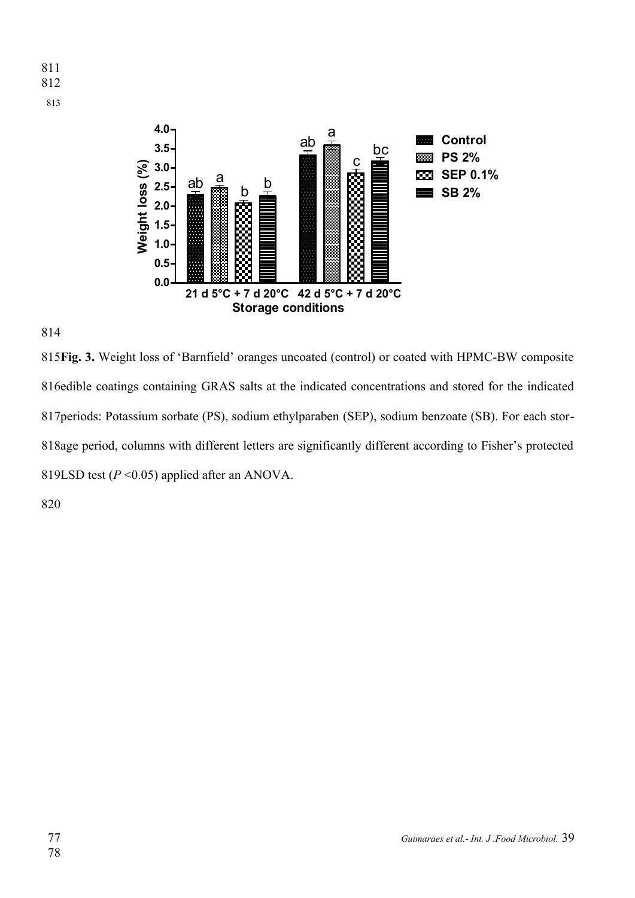**Fig. 3.** Weight loss of 'Barnfield' oranges uncoated (control) or coated with HPMC-BW composite edible coatings containing GRAS salts at the indicated concentrations and stored for the indicated periods: Potassium sorbate (PS), sodium ethylparaben (SEP), sodium benzoate (SB). For each storage period, columns with different letters are significantly different according to Fisher's protected LSD test ($P$ <0.05) applied after an ANOVA.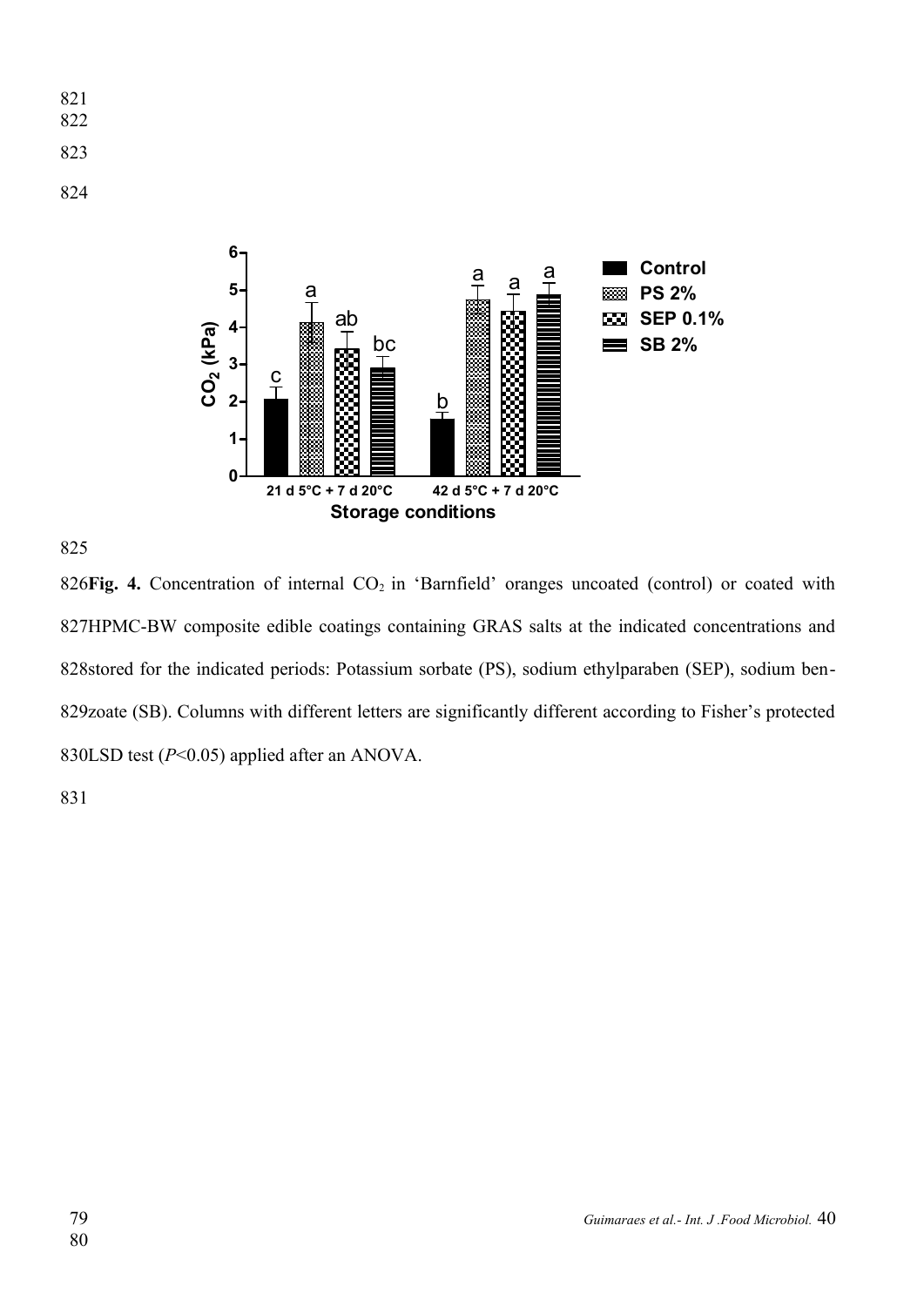6
5
4
3
2
1
0

$CO_2$ (kPa)

c
a
ab
bc
b
a
a
a

21 d 5°C + 7 d 20°C
42 d 5°C + 7 d 20°C

Storage conditions

Control
PS 2%
SEP 0.1%
SB 2%

**Fig. 4.** Concentration of internal $CO_2$ in 'Barnfield' oranges uncoated (control) or coated with HPMC-BW composite edible coatings containing GRAS salts at the indicated concentrations and stored for the indicated periods: Potassium sorbate (PS), sodium ethylparaben (SEP), sodium benzoate (SB). Columns with different letters are significantly different according to Fisher's protected LSD test ($P<0.05$) applied after an ANOVA.